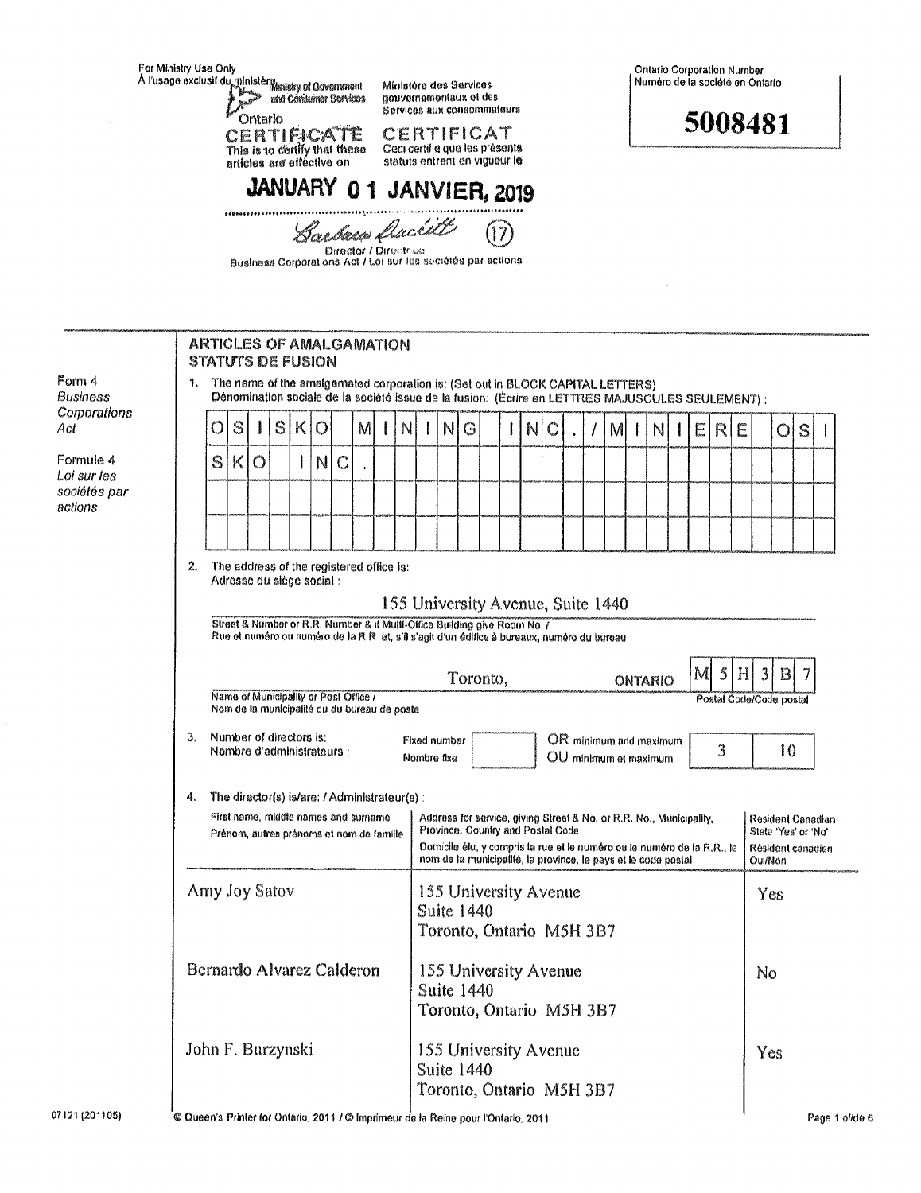For Ministry Use Only
À l'usage exclusif du ministère

Ministry of Government and Consumer Services
Ministère des Services gouvernementaux et des Services aux consommateurs

Ontario

Ontario Corporation Number
Numéro de la société en Ontario

**5008481**

CERTIFICATE
This is to certify that these articles are effective on

CERTIFICAT
Ceci certifie que les présents statuts entrent en vigueur le

**JANUARY 0 1 JANVIER, 2019**

Barbara Duckitt (17)
Director / Directrice
Business Corporations Act / Loi sur les sociétés par actions

## ARTICLES OF AMALGAMATION
## STATUTS DE FUSION

Form 4
*Business Corporations Act*

Formule 4
*Loi sur les sociétés par actions*

1. The name of the amalgamated corporation is: (Set out in BLOCK CAPITAL LETTERS)
Dénomination sociale de la société issue de la fusion: (Écrire en LETTRES MAJUSCULES SEULEMENT) :

OSISKO MINING INC./MINIERE OSISKO INC.

2. The address of the registered office is:
Adresse du siège social :

155 University Avenue, Suite 1440

Street & Number or R.R. Number & if Multi-Office Building give Room No. /
Rue et numéro ou numéro de la R.R. et, s'il s'agit d'un édifice à bureaux, numéro du bureau

Toronto, ONTARIO M5H 3B7

Name of Municipality or Post Office /
Nom de la municipalité ou du bureau de poste

Postal Code/Code postal

3. Number of directors is:
Nombre d'administrateurs :

Fixed number / Nombre fixe: 

OR minimum and maximum / OU minimum et maximum: 3 10

4. The director(s) is/are: / Administrateur(s) :

| First name, middle names and surname<br>Prénom, autres prénoms et nom de famille | Address for service, giving Street & No. or R.R. No., Municipality, Province, Country and Postal Code<br>Domicile élu, y compris la rue et le numéro ou le numéro de la R.R., le nom de la municipalité, la province, le pays et le code postal | Resident Canadian State 'Yes' or 'No'<br>Résident canadien Oui/Non |
|---|---|---|
| Amy Joy Satov | 155 University Avenue<br>Suite 1440<br>Toronto, Ontario M5H 3B7 | Yes |
| Bernardo Alvarez Calderon | 155 University Avenue<br>Suite 1440<br>Toronto, Ontario M5H 3B7 | No |
| John F. Burzynski | 155 University Avenue<br>Suite 1440<br>Toronto, Ontario M5H 3B7 | Yes |

07121 (201105)

© Queen's Printer for Ontario, 2011 / © Imprimeur de la Reine pour l'Ontario, 2011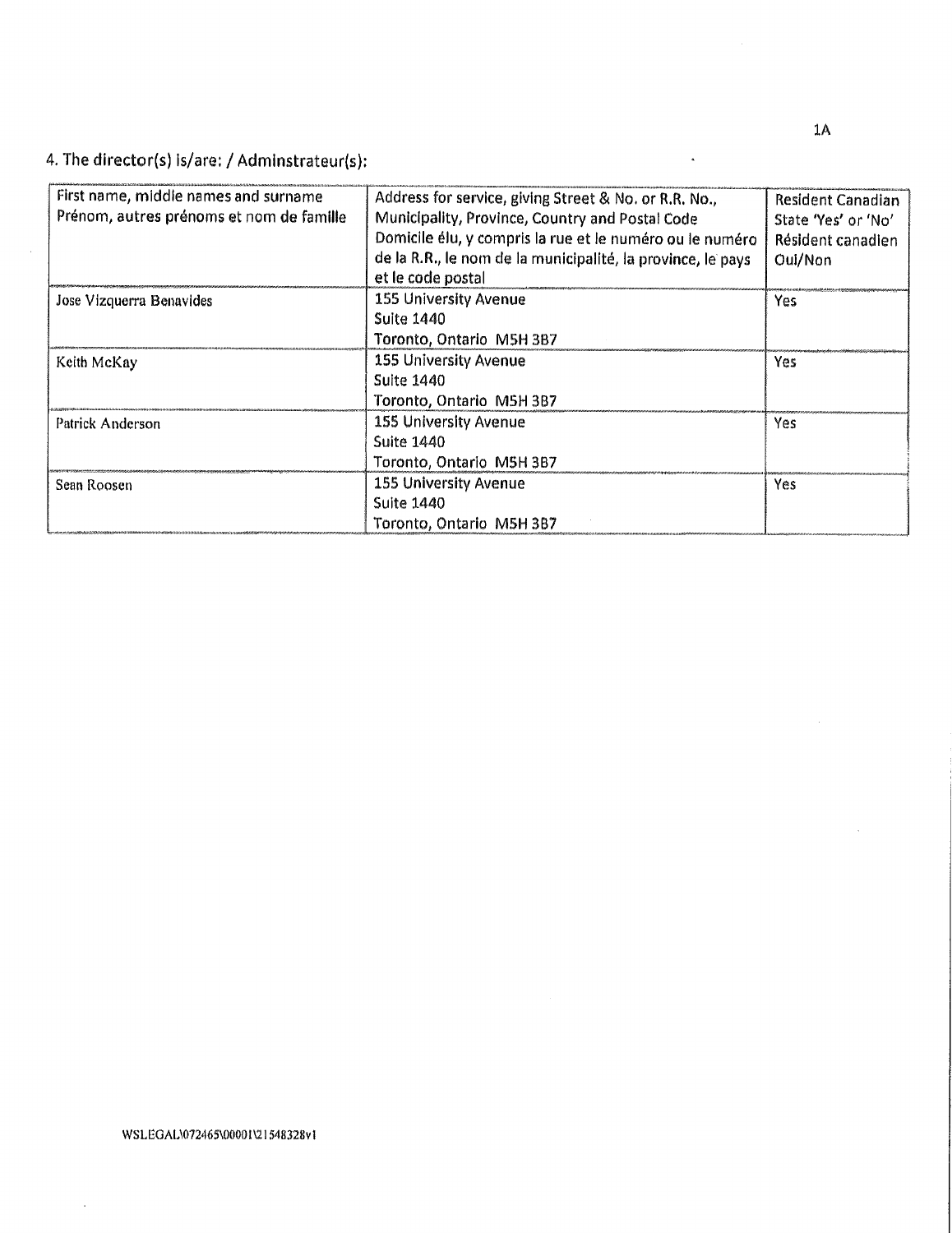4. The director(s) is/are: / Adminstrateur(s):

| First name, middle names and surname<br>Prénom, autres prénoms et nom de famille | Address for service, giving Street & No. or R.R. No., Municipality, Province, Country and Postal Code<br>Domicile élu, y compris la rue et le numéro ou le numéro de la R.R., le nom de la municipalité, la province, le pays et le code postal | Resident Canadian State 'Yes' or 'No'<br>Résident canadien Oui/Non |
| --- | --- | --- |
| Jose Vizquerra Benavides | 155 University Avenue<br>Suite 1440<br>Toronto, Ontario M5H 3B7 | Yes |
| Keith McKay | 155 University Avenue<br>Suite 1440<br>Toronto, Ontario M5H 3B7 | Yes |
| Patrick Anderson | 155 University Avenue<br>Suite 1440<br>Toronto, Ontario M5H 3B7 | Yes |
| Sean Roosen | 155 University Avenue<br>Suite 1440<br>Toronto, Ontario M5H 3B7 | Yes |

WSLEGAL\072465\00001\21548328v1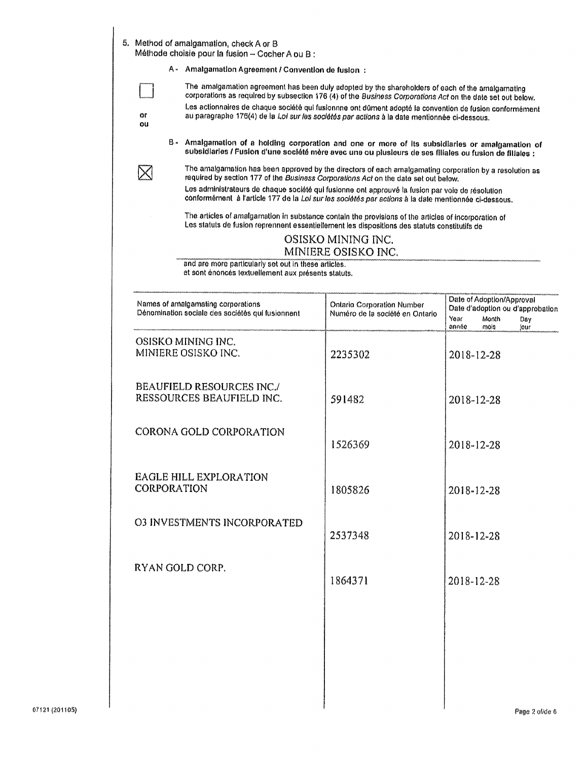5. Method of amalgamation, check A or B
   Méthode choisie pour la fusion – Cocher A ou B :

   **A - Amalgamation Agreement / Convention de fusion :**

   ☐ The amalgamation agreement has been duly adopted by the shareholders of each of the amalgamating corporations as required by subsection 176 (4) of the *Business Corporations Act* on the date set out below.
   Les actionnaires de chaque société qui fusionnne ont dûment adopté la convention de fusion conformément au paragraphe 176(4) de la *Loi sur les sociétés par actions* à la date mentionnée ci-dessous.

   or
   ou

   **B - Amalgamation of a holding corporation and one or more of its subsidiaries or amalgamation of subsidiaries / Fusion d'une société mère avec une ou plusieurs de ses filiales ou fusion de filiales :**

   ☒ The amalgamation has been approved by the directors of each amalgamating corporation by a resolution as required by section 177 of the *Business Corporations Act* on the date set out below.
   Les administrateurs de chaque société qui fusionne ont approuvé la fusion par voie de résolution conformément à l'article 177 de la *Loi sur les sociétés par actions* à la date mentionnée ci-dessous.

   The articles of amalgamation in substance contain the provisions of the articles of incorporation of
   Les statuts de fusion reprennent essentiellement les dispositions des statuts constitutifs de

   OSISKO MINING INC.
   MINIERE OSISKO INC.

   and are more particularly set out in these articles.
   et sont énoncés textuellement aux présents statuts.

| Names of amalgamating corporations<br>Dénomination sociale des sociétés qui fusionnent | Ontario Corporation Number<br>Numéro de la société en Ontario | Date of Adoption/Approval<br>Date d'adoption ou d'approbation<br>Year/année Month/mois Day/jour |
|---|---|---|
| OSISKO MINING INC.<br>MINIERE OSISKO INC. | 2235302 | 2018-12-28 |
| BEAUFIELD RESOURCES INC./<br>RESSOURCES BEAUFIELD INC. | 591482 | 2018-12-28 |
| CORONA GOLD CORPORATION | 1526369 | 2018-12-28 |
| EAGLE HILL EXPLORATION CORPORATION | 1805826 | 2018-12-28 |
| O3 INVESTMENTS INCORPORATED | 2537348 | 2018-12-28 |
| RYAN GOLD CORP. | 1864371 | 2018-12-28 |

07121 (201105)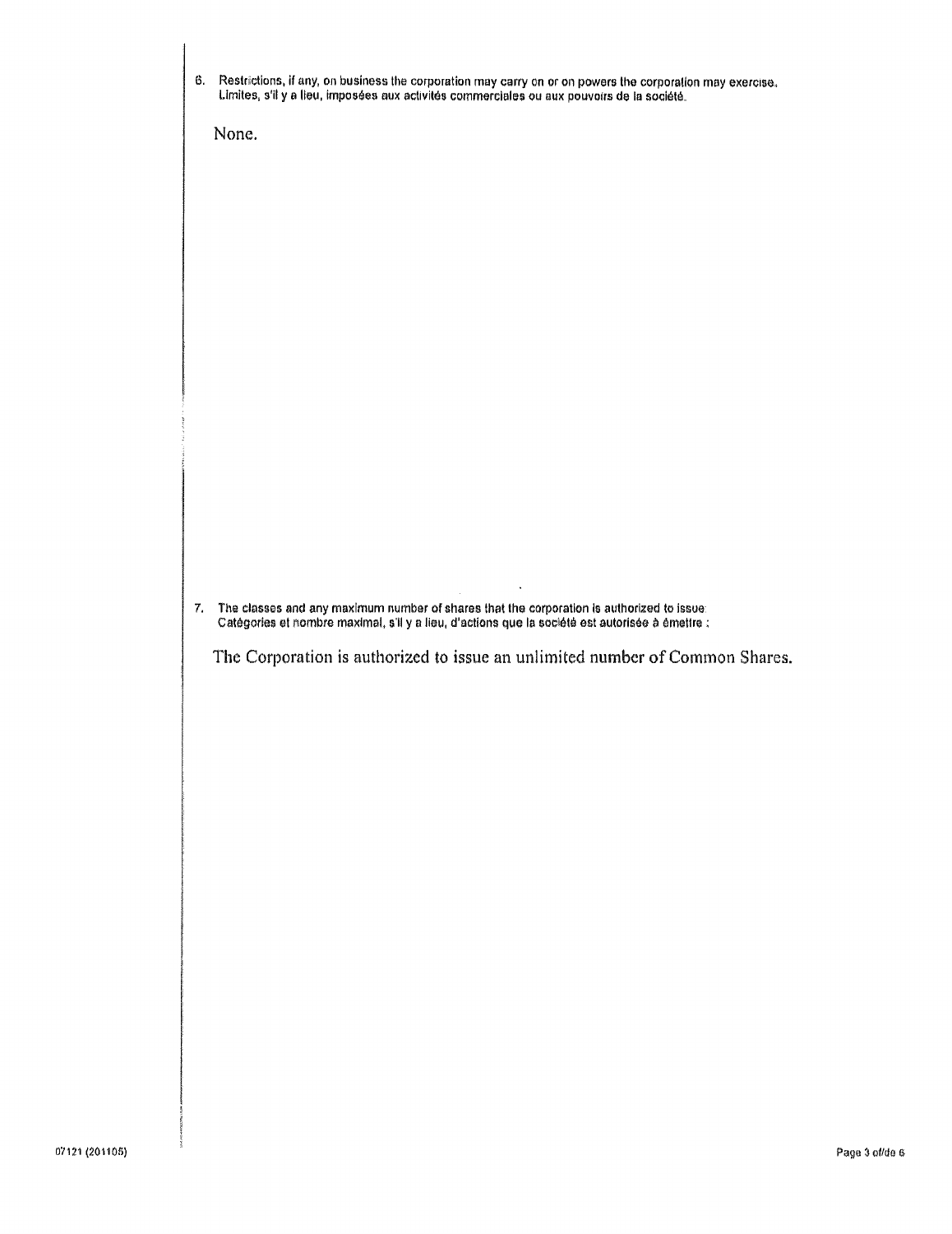6. Restrictions, if any, on business the corporation may carry on or on powers the corporation may exercise.
Limites, s'il y a lieu, imposées aux activités commerciales ou aux pouvoirs de la société.

None.

7. The classes and any maximum number of shares that the corporation is authorized to issue:
Catégories et nombre maximal, s'il y a lieu, d'actions que la société est autorisée à émettre :

The Corporation is authorized to issue an unlimited number of Common Shares.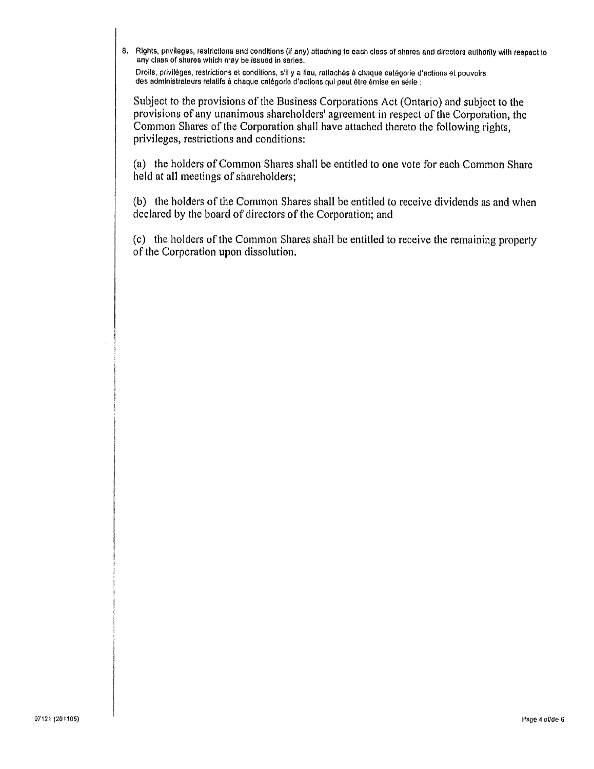8. Rights, privileges, restrictions and conditions (if any) attaching to each class of shares and directors authority with respect to any class of shares which may be issued in series.

Droits, privilèges, restrictions et conditions, s'il y a lieu, rattachés à chaque catégorie d'actions et pouvoirs des administrateurs relatifs à chaque catégorie d'actions qui peut être émise en série :

Subject to the provisions of the Business Corporations Act (Ontario) and subject to the provisions of any unanimous shareholders' agreement in respect of the Corporation, the Common Shares of the Corporation shall have attached thereto the following rights, privileges, restrictions and conditions:

(a) the holders of Common Shares shall be entitled to one vote for each Common Share held at all meetings of shareholders;

(b) the holders of the Common Shares shall be entitled to receive dividends as and when declared by the board of directors of the Corporation; and

(c) the holders of the Common Shares shall be entitled to receive the remaining property of the Corporation upon dissolution.

07121 (201105)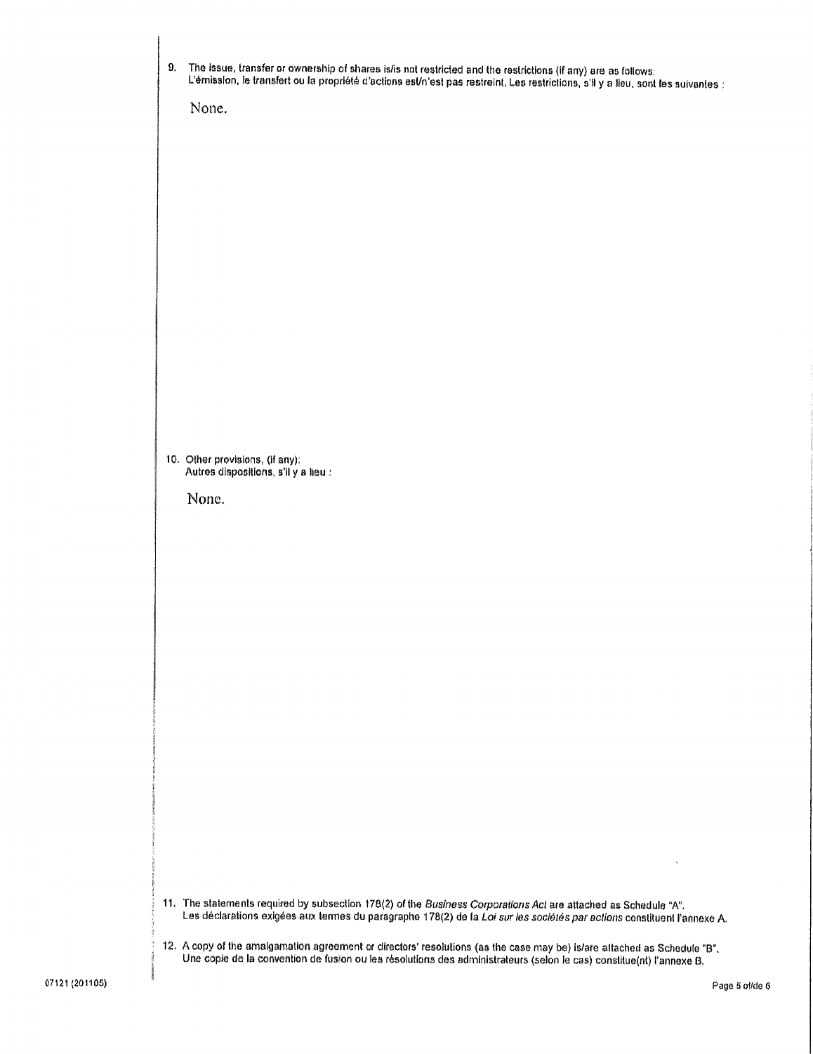9. The issue, transfer or ownership of shares is/is not restricted and the restrictions (if any) are as follows:
L'émission, le transfert ou la propriété d'actions est/n'est pas restreint. Les restrictions, s'il y a lieu, sont les suivantes :

None.

10. Other provisions, (if any):
Autres dispositions, s'il y a lieu :

None.

11. The statements required by subsection 178(2) of the *Business Corporations Act* are attached as Schedule "A".
Les déclarations exigées aux termes du paragraphe 178(2) de la *Loi sur les sociétés par actions* constituent l'annexe A.

12. A copy of the amalgamation agreement or directors' resolutions (as the case may be) is/are attached as Schedule "B".
Une copie de la convention de fusion ou les résolutions des administrateurs (selon le cas) constitue(nt) l'annexe B.

07121 (201105)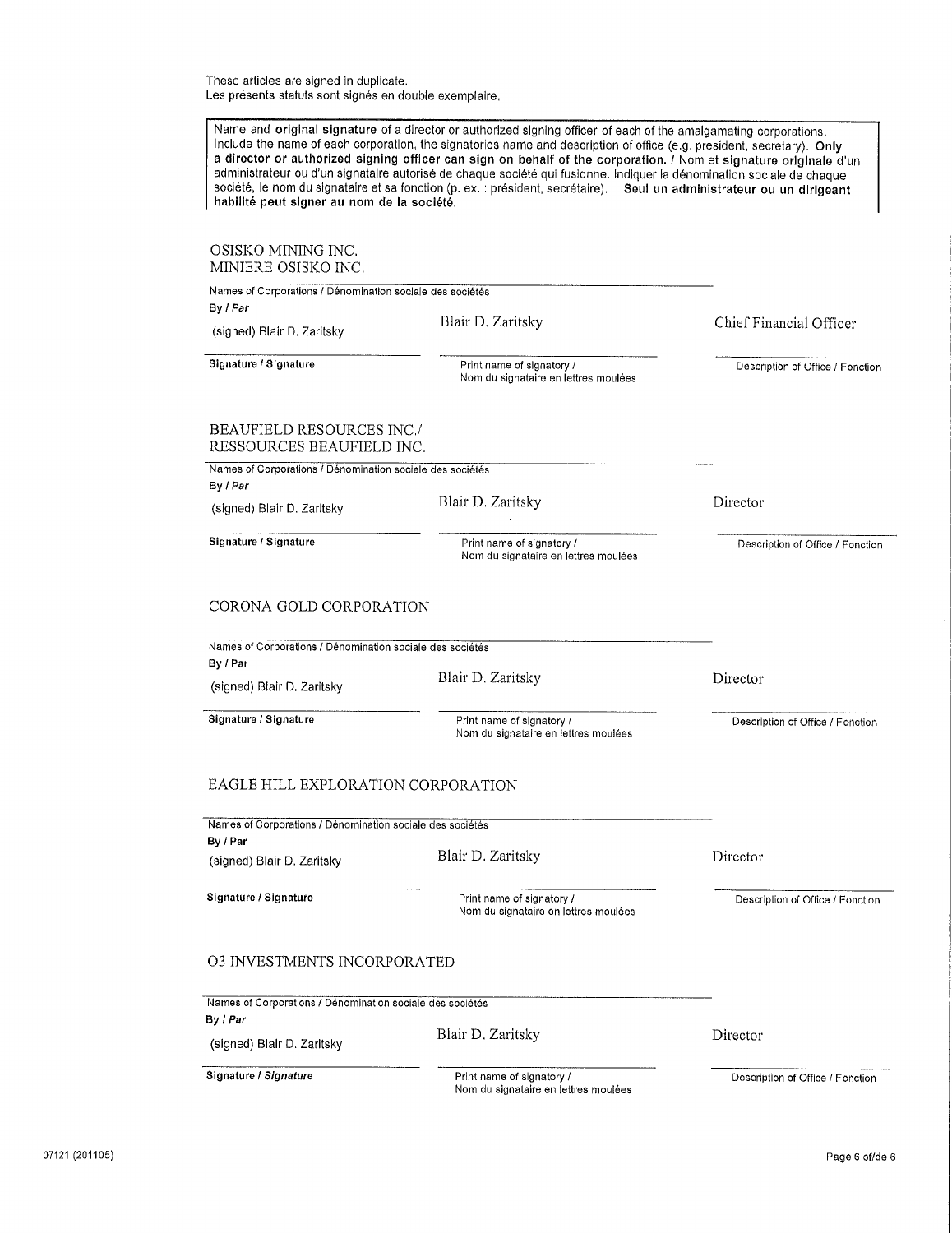These articles are signed in duplicate.
Les présents statuts sont signés en double exemplaire.

> Name and **original signature** of a director or authorized signing officer of each of the amalgamating corporations. Include the name of each corporation, the signatories name and description of office (e.g. president, secretary). **Only a director or authorized signing officer can sign on behalf of the corporation.** / Nom et **signature originale** d'un administrateur ou d'un signataire autorisé de chaque société qui fusionne. Indiquer la dénomination sociale de chaque société, le nom du signataire et sa fonction (p. ex. : président, secrétaire). **Seul un administrateur ou un dirigeant habilité peut signer au nom de la société.**

OSISKO MINING INC.
MINIERE OSISKO INC.

Names of Corporations / Dénomination sociale des sociétés

**By / *Par***

| (signed) Blair D. Zaritsky | Blair D. Zaritsky | Chief Financial Officer |
|---|---|---|
| **Signature / Signature** | Print name of signatory / Nom du signataire en lettres moulées | Description of Office / Fonction |

BEAUFIELD RESOURCES INC./
RESSOURCES BEAUFIELD INC.

Names of Corporations / Dénomination sociale des sociétés

**By / *Par***

| (signed) Blair D. Zaritsky | Blair D. Zaritsky | Director |
|---|---|---|
| **Signature / Signature** | Print name of signatory / Nom du signataire en lettres moulées | Description of Office / Fonction |

CORONA GOLD CORPORATION

Names of Corporations / Dénomination sociale des sociétés

**By / Par**

| (signed) Blair D. Zaritsky | Blair D. Zaritsky | Director |
|---|---|---|
| **Signature / Signature** | Print name of signatory / Nom du signataire en lettres moulées | Description of Office / Fonction |

EAGLE HILL EXPLORATION CORPORATION

Names of Corporations / Dénomination sociale des sociétés

**By / Par**

| (signed) Blair D. Zaritsky | Blair D. Zaritsky | Director |
|---|---|---|
| **Signature / Signature** | Print name of signatory / Nom du signataire en lettres moulées | Description of Office / Fonction |

O3 INVESTMENTS INCORPORATED

Names of Corporations / Dénomination sociale des sociétés

**By / *Par***

| (signed) Blair D. Zaritsky | Blair D. Zaritsky | Director |
|---|---|---|
| **Signature / *Signature*** | Print name of signatory / Nom du signataire en lettres moulées | Description of Office / Fonction |

07121 (201105)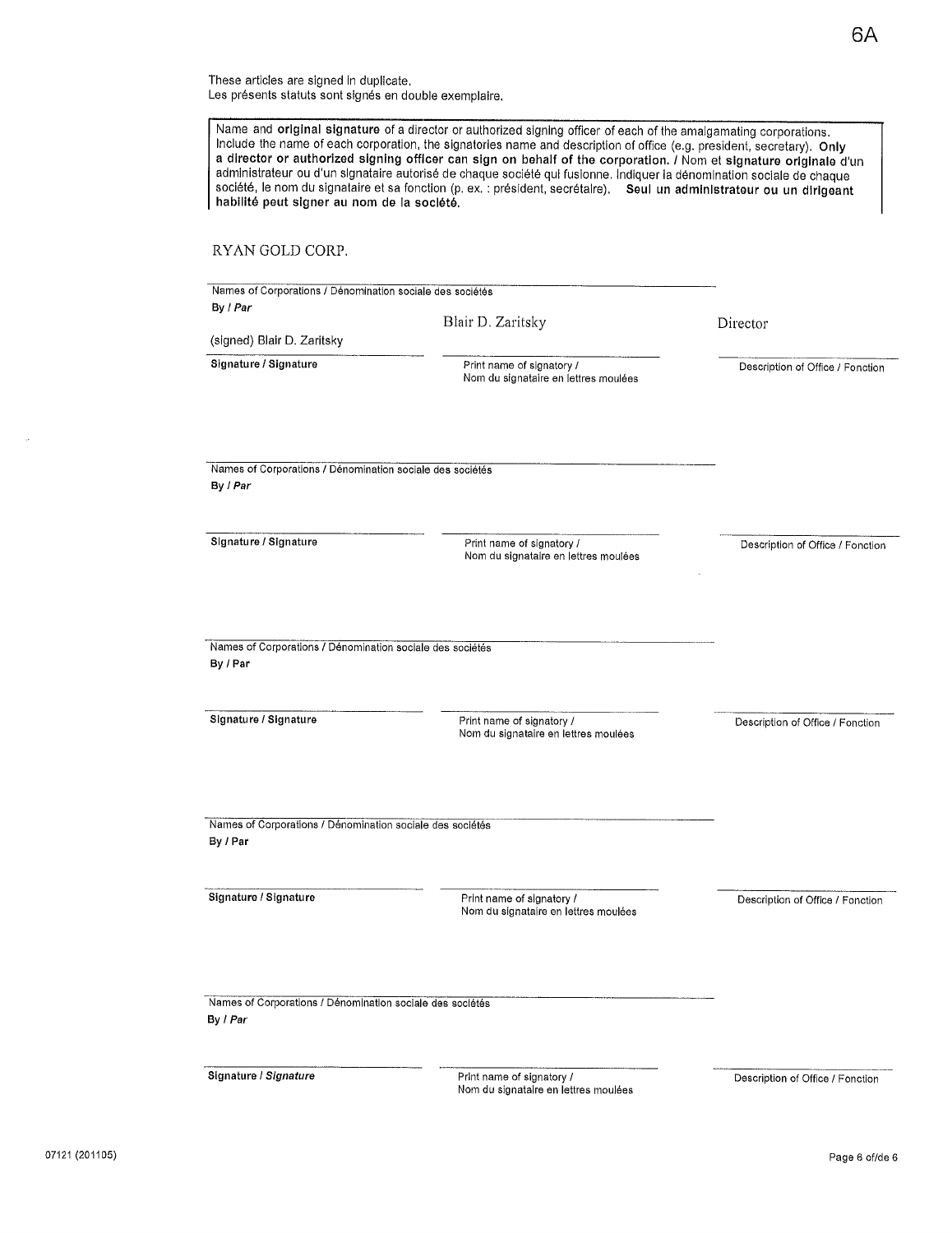6A

These articles are signed in duplicate.
Les présents statuts sont signés en double exemplaire.

> Name and **original signature** of a director or authorized signing officer of each of the amalgamating corporations. Include the name of each corporation, the signatories name and description of office (e.g. president, secretary). **Only a director or authorized signing officer can sign on behalf of the corporation.** / Nom et **signature originale** d'un administrateur ou d'un signataire autorisé de chaque société qui fusionne. Indiquer la dénomination sociale de chaque société, le nom du signataire et sa fonction (p. ex. : président, secrétaire). **Seul un administrateur ou un dirigeant habilité peut signer au nom de la société.**

RYAN GOLD CORP.

Names of Corporations / Dénomination sociale des sociétés

By / *Par*

| (signed) Blair D. Zaritsky | Blair D. Zaritsky | Director |
|---|---|---|
| Signature / Signature | Print name of signatory / Nom du signataire en lettres moulées | Description of Office / Fonction |

Names of Corporations / Dénomination sociale des sociétés

By / *Par*

| Signature / Signature | Print name of signatory / Nom du signataire en lettres moulées | Description of Office / Fonction |
|---|---|---|

Names of Corporations / Dénomination sociale des sociétés

By / *Par*

| Signature / Signature | Print name of signatory / Nom du signataire en lettres moulées | Description of Office / Fonction |
|---|---|---|

Names of Corporations / Dénomination sociale des sociétés

By / *Par*

| Signature / Signature | Print name of signatory / Nom du signataire en lettres moulées | Description of Office / Fonction |
|---|---|---|

Names of Corporations / Dénomination sociale des sociétés

By / *Par*

| Signature / *Signature* | Print name of signatory / Nom du signataire en lettres moulées | Description of Office / Fonction |
|---|---|---|

07121 (201105)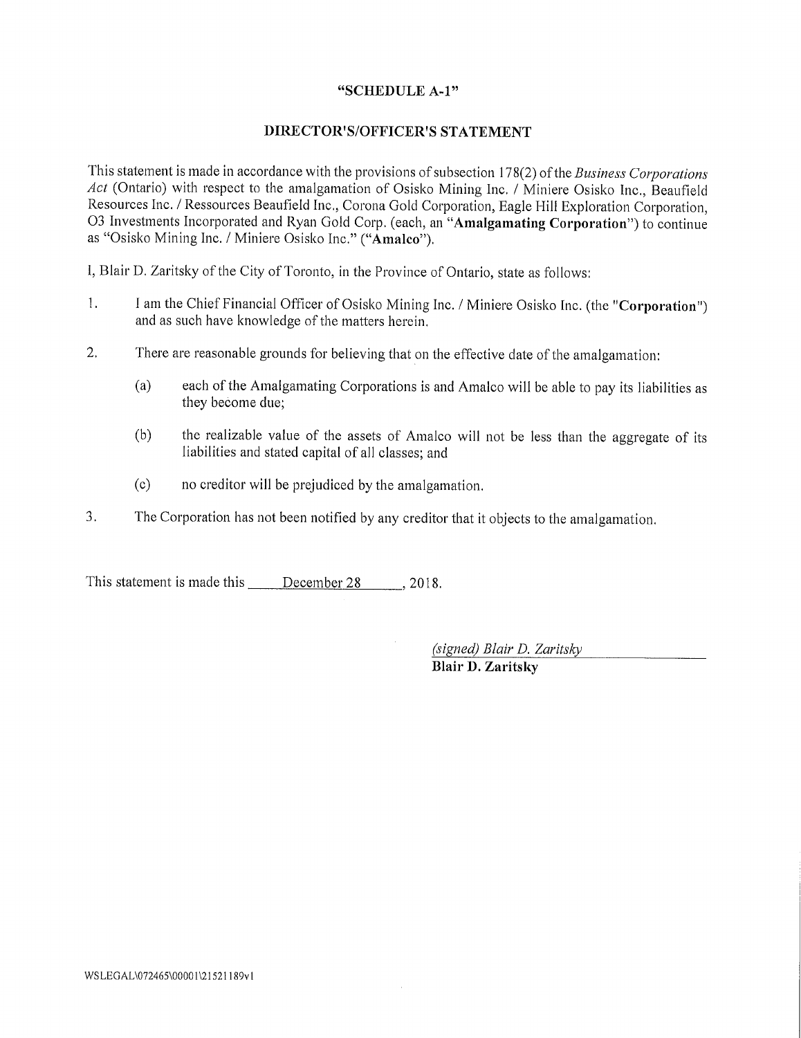**"SCHEDULE A-1"**

**DIRECTOR'S/OFFICER'S STATEMENT**

This statement is made in accordance with the provisions of subsection 178(2) of the *Business Corporations Act* (Ontario) with respect to the amalgamation of Osisko Mining Inc. / Miniere Osisko Inc., Beaufield Resources Inc. / Ressources Beaufield Inc., Corona Gold Corporation, Eagle Hill Exploration Corporation, O3 Investments Incorporated and Ryan Gold Corp. (each, an "**Amalgamating Corporation**") to continue as "Osisko Mining Inc. / Miniere Osisko Inc." ("**Amalco**").

I, Blair D. Zaritsky of the City of Toronto, in the Province of Ontario, state as follows:

1. I am the Chief Financial Officer of Osisko Mining Inc. / Miniere Osisko Inc. (the "**Corporation**") and as such have knowledge of the matters herein.

2. There are reasonable grounds for believing that on the effective date of the amalgamation:

   (a) each of the Amalgamating Corporations is and Amalco will be able to pay its liabilities as they become due;

   (b) the realizable value of the assets of Amalco will not be less than the aggregate of its liabilities and stated capital of all classes; and

   (c) no creditor will be prejudiced by the amalgamation.

3. The Corporation has not been notified by any creditor that it objects to the amalgamation.

This statement is made this December 28, 2018.

*(signed) Blair D. Zaritsky*
**Blair D. Zaritsky**

WSLEGAL\072465\00001\21521189v1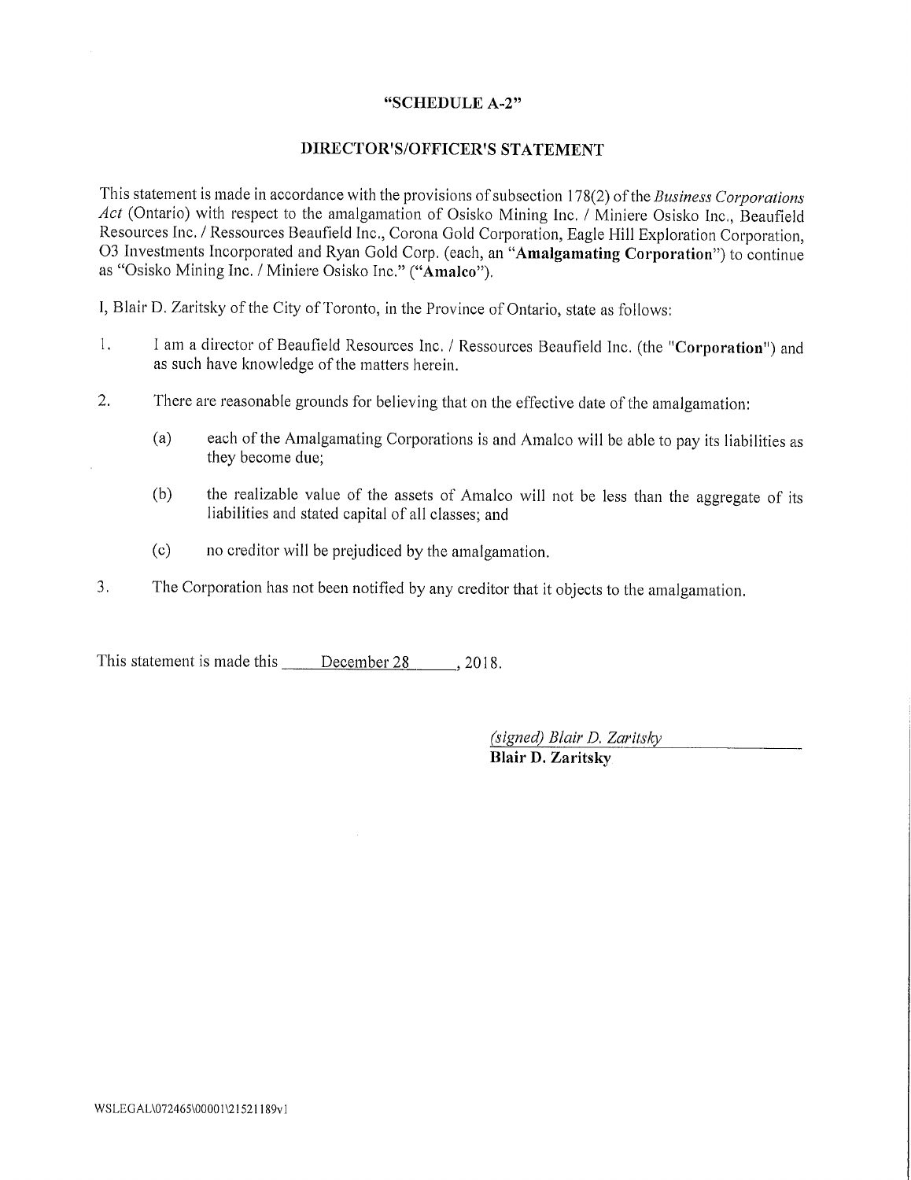**"SCHEDULE A-2"**

**DIRECTOR'S/OFFICER'S STATEMENT**

This statement is made in accordance with the provisions of subsection 178(2) of the *Business Corporations Act* (Ontario) with respect to the amalgamation of Osisko Mining Inc. / Miniere Osisko Inc., Beaufield Resources Inc. / Ressources Beaufield Inc., Corona Gold Corporation, Eagle Hill Exploration Corporation, O3 Investments Incorporated and Ryan Gold Corp. (each, an "**Amalgamating Corporation**") to continue as "Osisko Mining Inc. / Miniere Osisko Inc." ("**Amalco**").

I, Blair D. Zaritsky of the City of Toronto, in the Province of Ontario, state as follows:

1. I am a director of Beaufield Resources Inc. / Ressources Beaufield Inc. (the "**Corporation**") and as such have knowledge of the matters herein.

2. There are reasonable grounds for believing that on the effective date of the amalgamation:

   (a) each of the Amalgamating Corporations is and Amalco will be able to pay its liabilities as they become due;

   (b) the realizable value of the assets of Amalco will not be less than the aggregate of its liabilities and stated capital of all classes; and

   (c) no creditor will be prejudiced by the amalgamation.

3. The Corporation has not been notified by any creditor that it objects to the amalgamation.

This statement is made this December 28, 2018.

*(signed) Blair D. Zaritsky*
**Blair D. Zaritsky**

WSLEGAL\072465\00001\21521189v1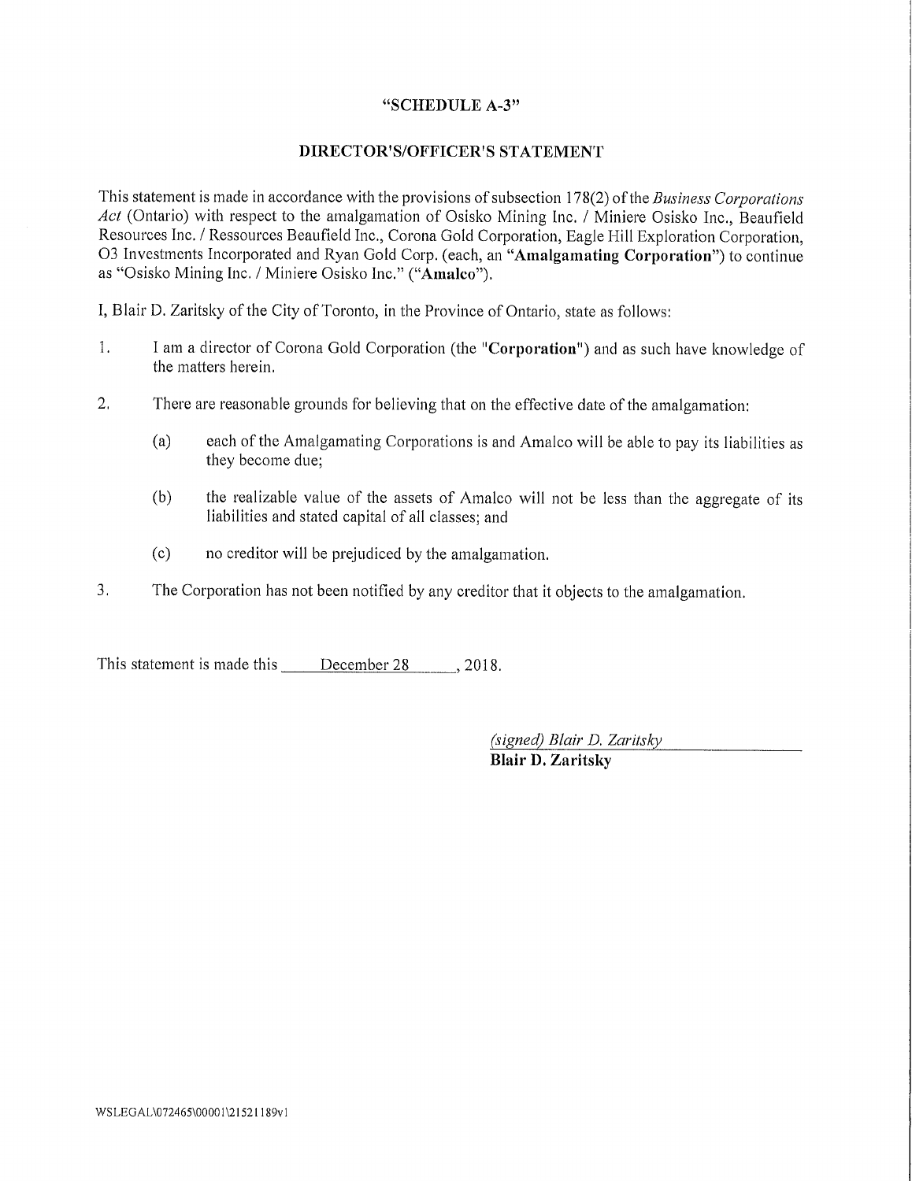**"SCHEDULE A-3"**

**DIRECTOR'S/OFFICER'S STATEMENT**

This statement is made in accordance with the provisions of subsection 178(2) of the *Business Corporations Act* (Ontario) with respect to the amalgamation of Osisko Mining Inc. / Miniere Osisko Inc., Beaufield Resources Inc. / Ressources Beaufield Inc., Corona Gold Corporation, Eagle Hill Exploration Corporation, O3 Investments Incorporated and Ryan Gold Corp. (each, an "**Amalgamating Corporation**") to continue as "Osisko Mining Inc. / Miniere Osisko Inc." ("**Amalco**").

I, Blair D. Zaritsky of the City of Toronto, in the Province of Ontario, state as follows:

1. I am a director of Corona Gold Corporation (the "**Corporation**") and as such have knowledge of the matters herein.
2. There are reasonable grounds for believing that on the effective date of the amalgamation:
   (a) each of the Amalgamating Corporations is and Amalco will be able to pay its liabilities as they become due;
   (b) the realizable value of the assets of Amalco will not be less than the aggregate of its liabilities and stated capital of all classes; and
   (c) no creditor will be prejudiced by the amalgamation.
3. The Corporation has not been notified by any creditor that it objects to the amalgamation.

This statement is made this December 28, 2018.

*(signed) Blair D. Zaritsky*
**Blair D. Zaritsky**

WSLEGAL\072465\00001\21521189v1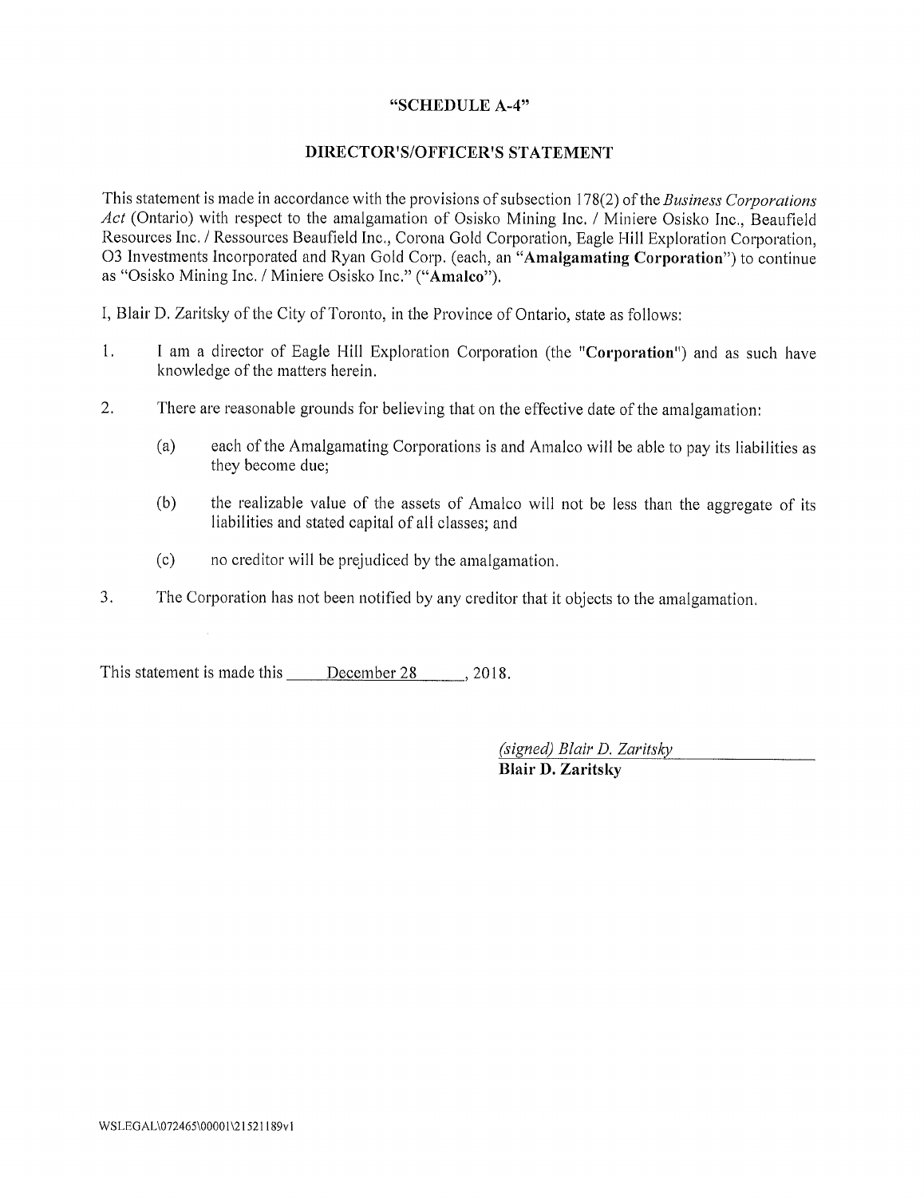**"SCHEDULE A-4"**

**DIRECTOR'S/OFFICER'S STATEMENT**

This statement is made in accordance with the provisions of subsection 178(2) of the *Business Corporations Act* (Ontario) with respect to the amalgamation of Osisko Mining Inc. / Miniere Osisko Inc., Beaufield Resources Inc. / Ressources Beaufield Inc., Corona Gold Corporation, Eagle Hill Exploration Corporation, O3 Investments Incorporated and Ryan Gold Corp. (each, an "**Amalgamating Corporation**") to continue as "Osisko Mining Inc. / Miniere Osisko Inc." ("**Amalco**").

I, Blair D. Zaritsky of the City of Toronto, in the Province of Ontario, state as follows:

1. I am a director of Eagle Hill Exploration Corporation (the "**Corporation**") and as such have knowledge of the matters herein.

2. There are reasonable grounds for believing that on the effective date of the amalgamation:

   (a) each of the Amalgamating Corporations is and Amalco will be able to pay its liabilities as they become due;

   (b) the realizable value of the assets of Amalco will not be less than the aggregate of its liabilities and stated capital of all classes; and

   (c) no creditor will be prejudiced by the amalgamation.

3. The Corporation has not been notified by any creditor that it objects to the amalgamation.

This statement is made this December 28, 2018.

*(signed) Blair D. Zaritsky*
**Blair D. Zaritsky**

WSLEGAL\072465\00001\21521189v1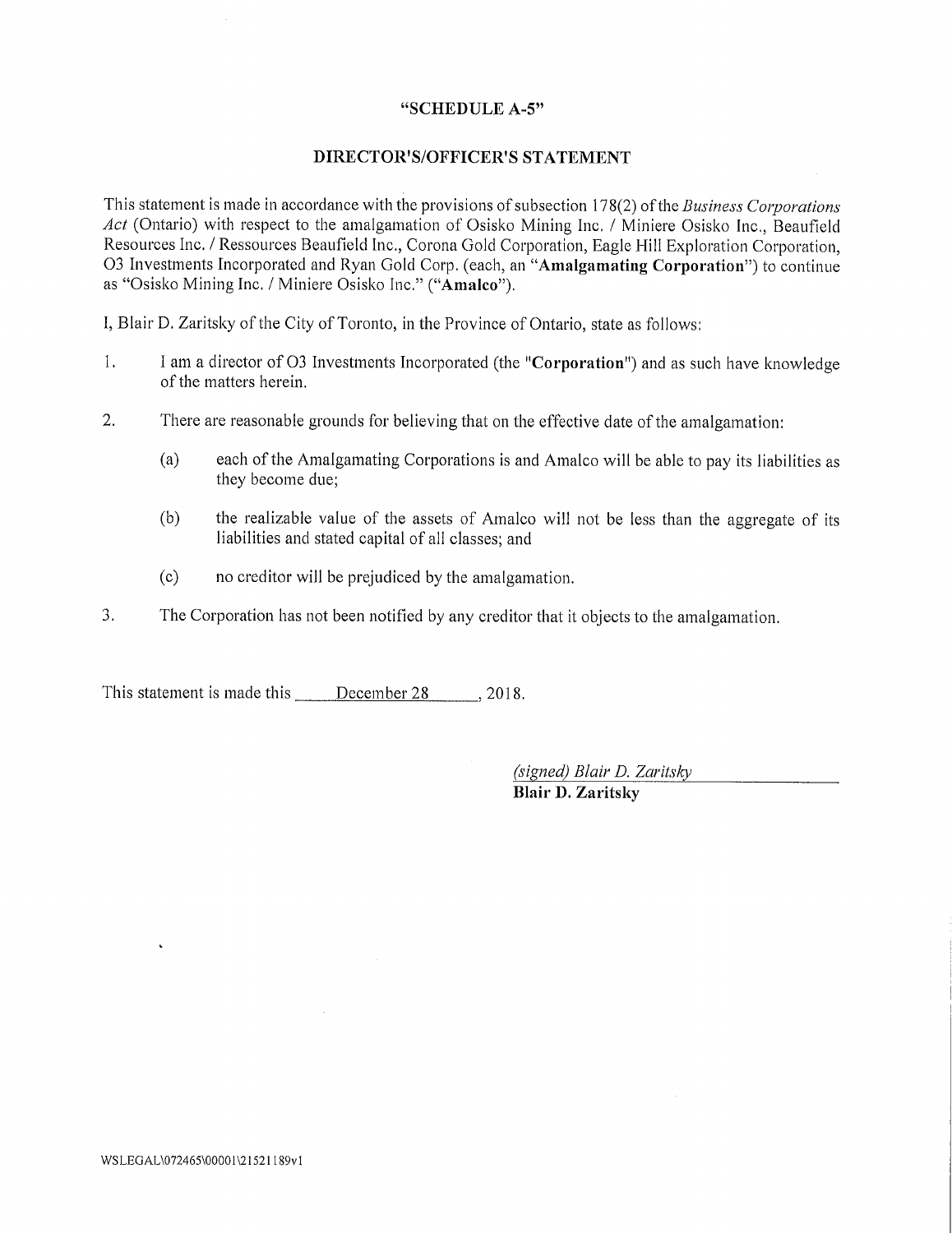**"SCHEDULE A-5"**

**DIRECTOR'S/OFFICER'S STATEMENT**

This statement is made in accordance with the provisions of subsection 178(2) of the *Business Corporations Act* (Ontario) with respect to the amalgamation of Osisko Mining Inc. / Miniere Osisko Inc., Beaufield Resources Inc. / Ressources Beaufield Inc., Corona Gold Corporation, Eagle Hill Exploration Corporation, O3 Investments Incorporated and Ryan Gold Corp. (each, an "**Amalgamating Corporation**") to continue as "Osisko Mining Inc. / Miniere Osisko Inc." ("**Amalco**").

I, Blair D. Zaritsky of the City of Toronto, in the Province of Ontario, state as follows:

1. I am a director of O3 Investments Incorporated (the "**Corporation**") and as such have knowledge of the matters herein.

2. There are reasonable grounds for believing that on the effective date of the amalgamation:

   (a) each of the Amalgamating Corporations is and Amalco will be able to pay its liabilities as they become due;

   (b) the realizable value of the assets of Amalco will not be less than the aggregate of its liabilities and stated capital of all classes; and

   (c) no creditor will be prejudiced by the amalgamation.

3. The Corporation has not been notified by any creditor that it objects to the amalgamation.

This statement is made this December 28, 2018.

*(signed) Blair D. Zaritsky*
**Blair D. Zaritsky**

WSLEGAL\072465\00001\21521189v1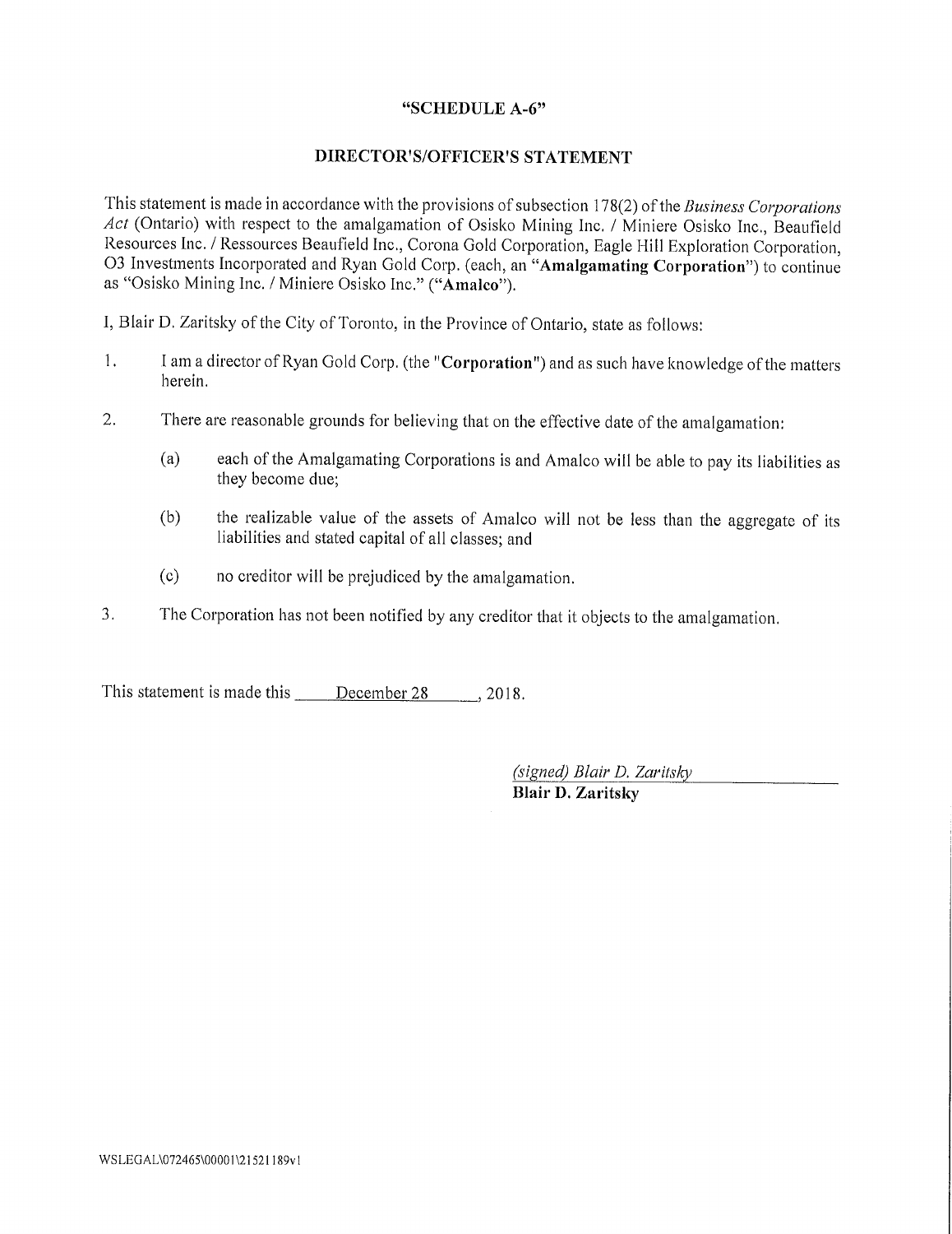**"SCHEDULE A-6"**

**DIRECTOR'S/OFFICER'S STATEMENT**

This statement is made in accordance with the provisions of subsection 178(2) of the *Business Corporations Act* (Ontario) with respect to the amalgamation of Osisko Mining Inc. / Miniere Osisko Inc., Beaufield Resources Inc. / Ressources Beaufield Inc., Corona Gold Corporation, Eagle Hill Exploration Corporation, O3 Investments Incorporated and Ryan Gold Corp. (each, an "**Amalgamating Corporation**") to continue as "Osisko Mining Inc. / Miniere Osisko Inc." ("**Amalco**").

I, Blair D. Zaritsky of the City of Toronto, in the Province of Ontario, state as follows:

1. I am a director of Ryan Gold Corp. (the "**Corporation**") and as such have knowledge of the matters herein.

2. There are reasonable grounds for believing that on the effective date of the amalgamation:

    (a) each of the Amalgamating Corporations is and Amalco will be able to pay its liabilities as they become due;

    (b) the realizable value of the assets of Amalco will not be less than the aggregate of its liabilities and stated capital of all classes; and

    (c) no creditor will be prejudiced by the amalgamation.

3. The Corporation has not been notified by any creditor that it objects to the amalgamation.

This statement is made this December 28, 2018.

*(signed) Blair D. Zaritsky*
**Blair D. Zaritsky**

WSLEGAL\072465\00001\21521189v1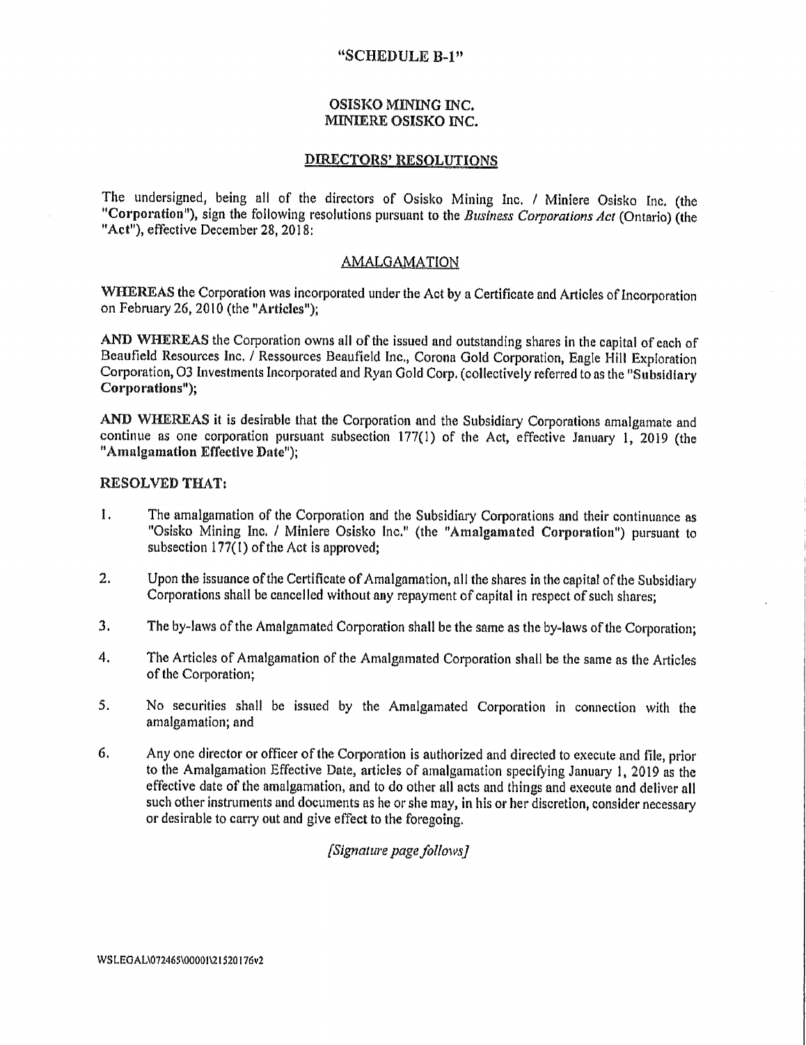"SCHEDULE B-1"

**OSISKO MINING INC.**
**MINIERE OSISKO INC.**

## DIRECTORS' RESOLUTIONS

The undersigned, being all of the directors of Osisko Mining Inc. / Miniere Osisko Inc. (the "**Corporation**"), sign the following resolutions pursuant to the *Business Corporations Act* (Ontario) (the "**Act**"), effective December 28, 2018:

## AMALGAMATION

**WHEREAS** the Corporation was incorporated under the Act by a Certificate and Articles of Incorporation on February 26, 2010 (the "**Articles**");

**AND WHEREAS** the Corporation owns all of the issued and outstanding shares in the capital of each of Beaufield Resources Inc. / Ressources Beaufield Inc., Corona Gold Corporation, Eagle Hill Exploration Corporation, O3 Investments Incorporated and Ryan Gold Corp. (collectively referred to as the "**Subsidiary Corporations**");

**AND WHEREAS** it is desirable that the Corporation and the Subsidiary Corporations amalgamate and continue as one corporation pursuant subsection 177(1) of the Act, effective January 1, 2019 (the "**Amalgamation Effective Date**");

**RESOLVED THAT:**

1. The amalgamation of the Corporation and the Subsidiary Corporations and their continuance as "Osisko Mining Inc. / Miniere Osisko Inc." (the "**Amalgamated Corporation**") pursuant to subsection 177(1) of the Act is approved;

2. Upon the issuance of the Certificate of Amalgamation, all the shares in the capital of the Subsidiary Corporations shall be cancelled without any repayment of capital in respect of such shares;

3. The by-laws of the Amalgamated Corporation shall be the same as the by-laws of the Corporation;

4. The Articles of Amalgamation of the Amalgamated Corporation shall be the same as the Articles of the Corporation;

5. No securities shall be issued by the Amalgamated Corporation in connection with the amalgamation; and

6. Any one director or officer of the Corporation is authorized and directed to execute and file, prior to the Amalgamation Effective Date, articles of amalgamation specifying January 1, 2019 as the effective date of the amalgamation, and to do other all acts and things and execute and deliver all such other instruments and documents as he or she may, in his or her discretion, consider necessary or desirable to carry out and give effect to the foregoing.

*[Signature page follows]*

WSLEGAL\072465\00001\21520176v2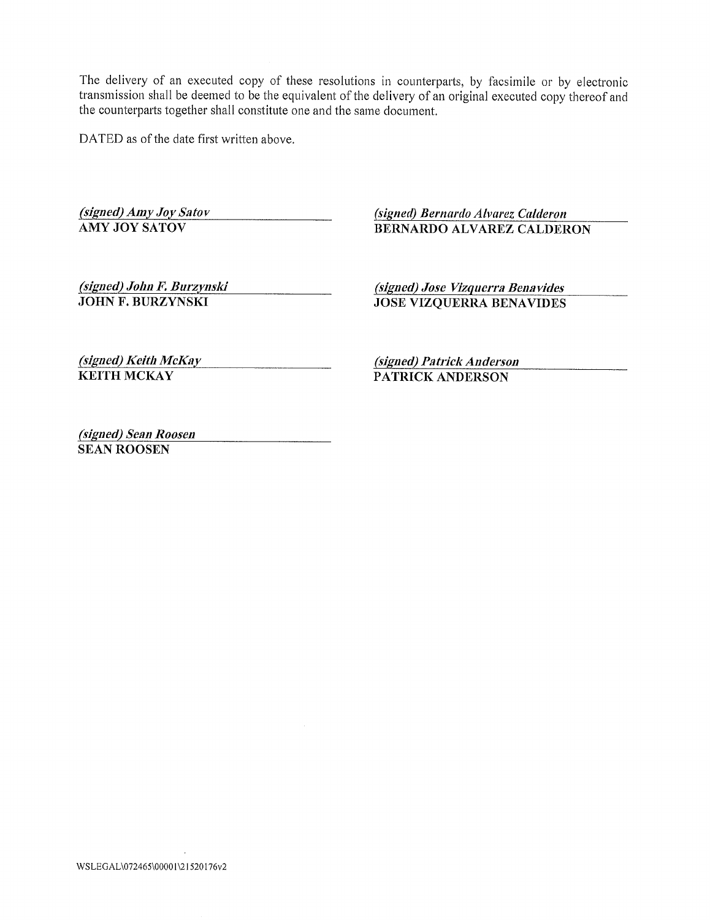The delivery of an executed copy of these resolutions in counterparts, by facsimile or by electronic transmission shall be deemed to be the equivalent of the delivery of an original executed copy thereof and the counterparts together shall constitute one and the same document.

DATED as of the date first written above.

*(signed) Amy Joy Satov*
**AMY JOY SATOV**

*(signed) Bernardo Alvarez Calderon*
**BERNARDO ALVAREZ CALDERON**

*(signed) John F. Burzynski*
**JOHN F. BURZYNSKI**

*(signed) Jose Vizquerra Benavides*
**JOSE VIZQUERRA BENAVIDES**

*(signed) Keith McKay*
**KEITH MCKAY**

*(signed) Patrick Anderson*
**PATRICK ANDERSON**

*(signed) Sean Roosen*
**SEAN ROOSEN**

WSLEGAL\072465\00001\21520176v2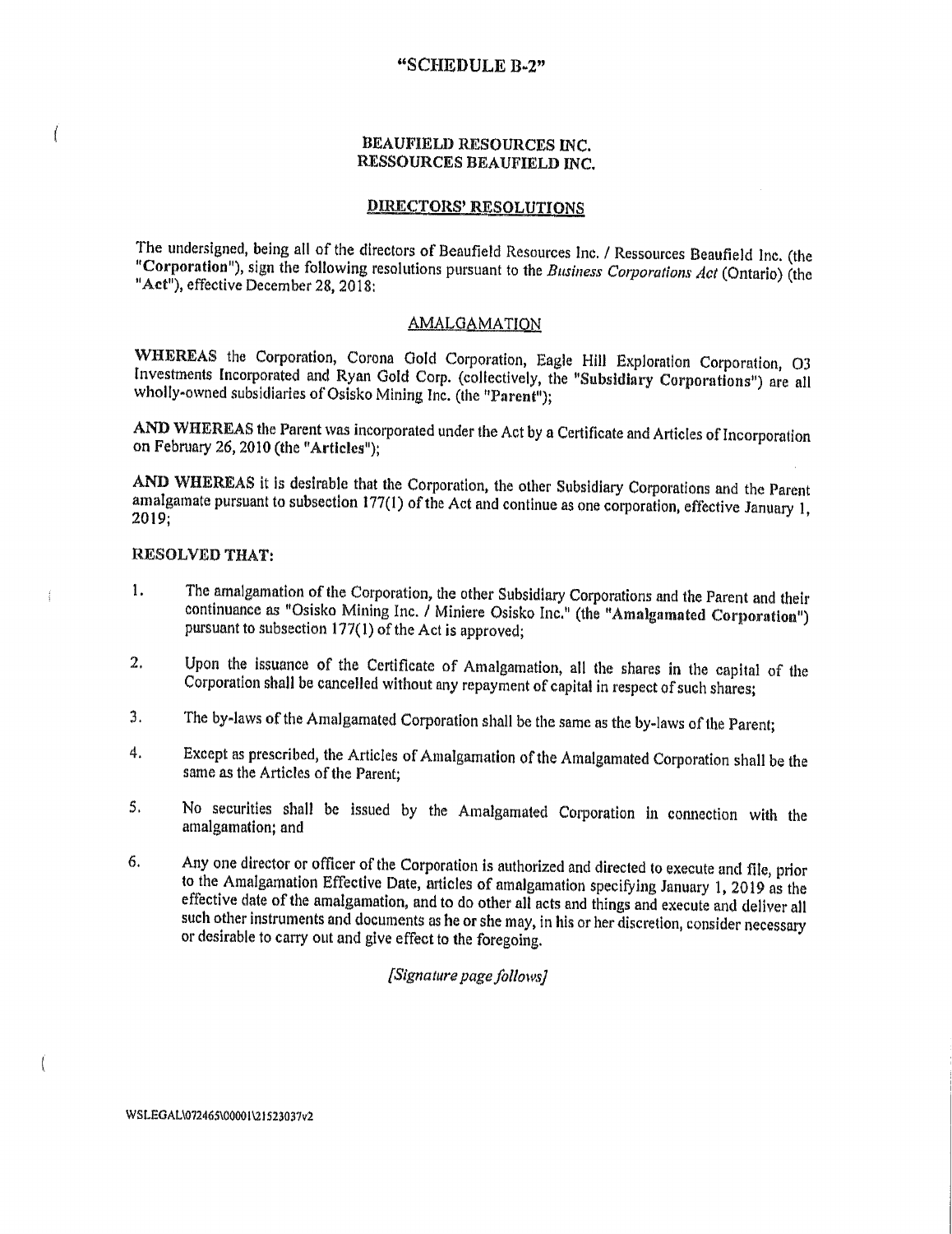"SCHEDULE B-2"

**BEAUFIELD RESOURCES INC.**
**RESSOURCES BEAUFIELD INC.**

**DIRECTORS' RESOLUTIONS**

The undersigned, being all of the directors of Beaufield Resources Inc. / Ressources Beaufield Inc. (the "**Corporation**"), sign the following resolutions pursuant to the *Business Corporations Act* (Ontario) (the "**Act**"), effective December 28, 2018:

AMALGAMATION

**WHEREAS** the Corporation, Corona Gold Corporation, Eagle Hill Exploration Corporation, O3 Investments Incorporated and Ryan Gold Corp. (collectively, the "**Subsidiary Corporations**") are all wholly-owned subsidiaries of Osisko Mining Inc. (the "**Parent**");

**AND WHEREAS** the Parent was incorporated under the Act by a Certificate and Articles of Incorporation on February 26, 2010 (the "**Articles**");

**AND WHEREAS** it is desirable that the Corporation, the other Subsidiary Corporations and the Parent amalgamate pursuant to subsection 177(1) of the Act and continue as one corporation, effective January 1, 2019;

**RESOLVED THAT:**

1. The amalgamation of the Corporation, the other Subsidiary Corporations and the Parent and their continuance as "Osisko Mining Inc. / Miniere Osisko Inc." (the "**Amalgamated Corporation**") pursuant to subsection 177(1) of the Act is approved;

2. Upon the issuance of the Certificate of Amalgamation, all the shares in the capital of the Corporation shall be cancelled without any repayment of capital in respect of such shares;

3. The by-laws of the Amalgamated Corporation shall be the same as the by-laws of the Parent;

4. Except as prescribed, the Articles of Amalgamation of the Amalgamated Corporation shall be the same as the Articles of the Parent;

5. No securities shall be issued by the Amalgamated Corporation in connection with the amalgamation; and

6. Any one director or officer of the Corporation is authorized and directed to execute and file, prior to the Amalgamation Effective Date, articles of amalgamation specifying January 1, 2019 as the effective date of the amalgamation, and to do other all acts and things and execute and deliver all such other instruments and documents as he or she may, in his or her discretion, consider necessary or desirable to carry out and give effect to the foregoing.

*[Signature page follows]*

WSLEGAL\072465\00001\21523037v2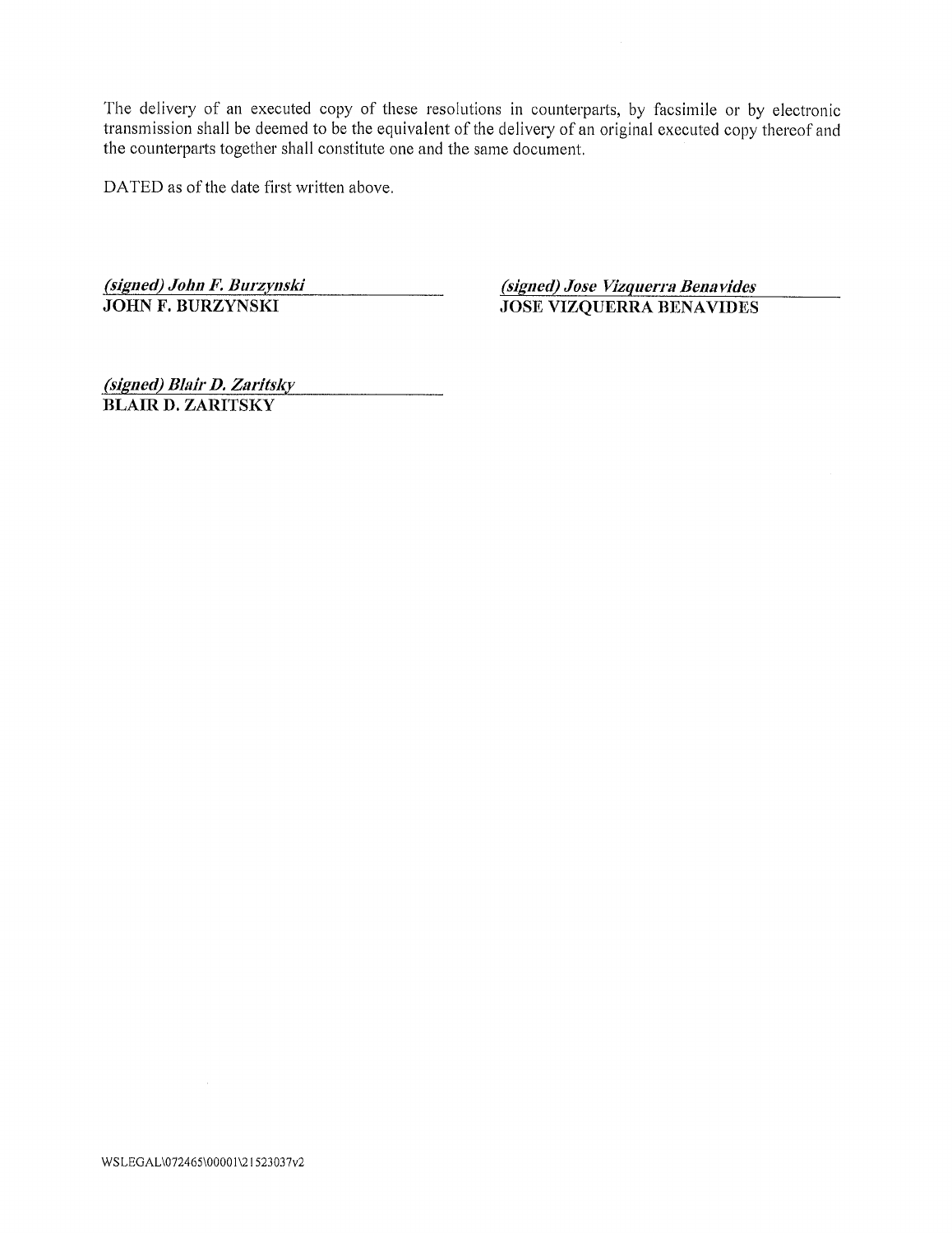The delivery of an executed copy of these resolutions in counterparts, by facsimile or by electronic transmission shall be deemed to be the equivalent of the delivery of an original executed copy thereof and the counterparts together shall constitute one and the same document.

DATED as of the date first written above.

*(signed) John F. Burzynski*
**JOHN F. BURZYNSKI**

*(signed) Jose Vizquerra Benavides*
**JOSE VIZQUERRA BENAVIDES**

*(signed) Blair D. Zaritsky*
**BLAIR D. ZARITSKY**

WSLEGAL\072465\00001\21523037v2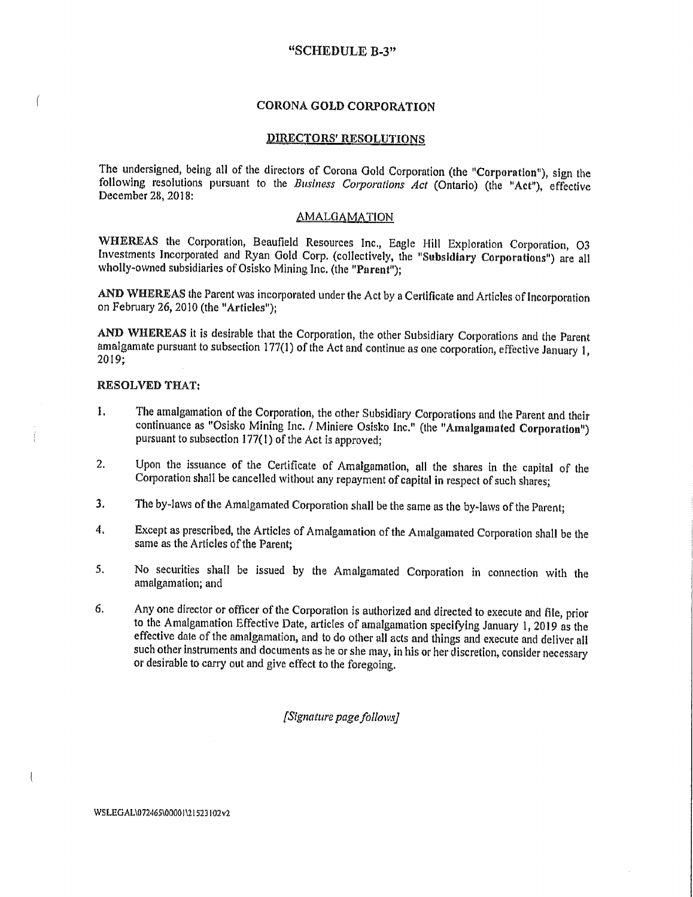"SCHEDULE B-3"

## CORONA GOLD CORPORATION

## DIRECTORS' RESOLUTIONS

The undersigned, being all of the directors of Corona Gold Corporation (the "**Corporation**"), sign the following resolutions pursuant to the *Business Corporations Act* (Ontario) (the "**Act**"), effective December 28, 2018:

### AMALGAMATION

**WHEREAS** the Corporation, Beaufield Resources Inc., Eagle Hill Exploration Corporation, O3 Investments Incorporated and Ryan Gold Corp. (collectively, the "**Subsidiary Corporations**") are all wholly-owned subsidiaries of Osisko Mining Inc. (the "**Parent**");

**AND WHEREAS** the Parent was incorporated under the Act by a Certificate and Articles of Incorporation on February 26, 2010 (the "**Articles**");

**AND WHEREAS** it is desirable that the Corporation, the other Subsidiary Corporations and the Parent amalgamate pursuant to subsection 177(1) of the Act and continue as one corporation, effective January 1, 2019;

**RESOLVED THAT:**

1. The amalgamation of the Corporation, the other Subsidiary Corporations and the Parent and their continuance as "Osisko Mining Inc. / Miniere Osisko Inc." (the "**Amalgamated Corporation**") pursuant to subsection 177(1) of the Act is approved;

2. Upon the issuance of the Certificate of Amalgamation, all the shares in the capital of the Corporation shall be cancelled without any repayment of capital in respect of such shares;

3. The by-laws of the Amalgamated Corporation shall be the same as the by-laws of the Parent;

4. Except as prescribed, the Articles of Amalgamation of the Amalgamated Corporation shall be the same as the Articles of the Parent;

5. No securities shall be issued by the Amalgamated Corporation in connection with the amalgamation; and

6. Any one director or officer of the Corporation is authorized and directed to execute and file, prior to the Amalgamation Effective Date, articles of amalgamation specifying January 1, 2019 as the effective date of the amalgamation, and to do other all acts and things and execute and deliver all such other instruments and documents as he or she may, in his or her discretion, consider necessary or desirable to carry out and give effect to the foregoing.

*[Signature page follows]*

WSLEGAL\072465\00001\21523102v2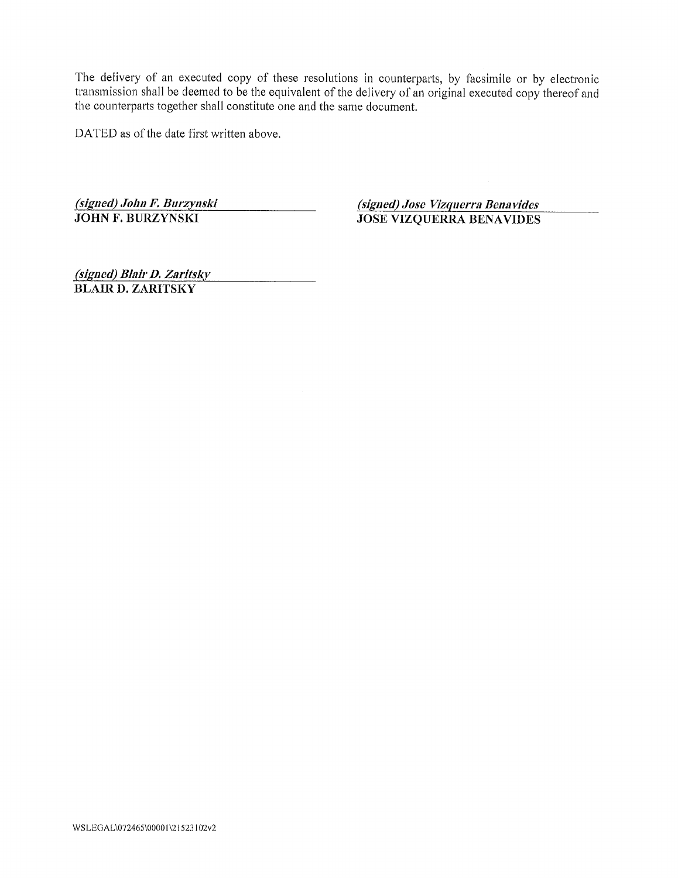The delivery of an executed copy of these resolutions in counterparts, by facsimile or by electronic transmission shall be deemed to be the equivalent of the delivery of an original executed copy thereof and the counterparts together shall constitute one and the same document.

DATED as of the date first written above.

*(signed) John F. Burzynski*
**JOHN F. BURZYNSKI**

*(signed) Jose Vizquerra Benavides*
**JOSE VIZQUERRA BENAVIDES**

*(signed) Blair D. Zaritsky*
**BLAIR D. ZARITSKY**

WSLEGAL\072465\00001\21523102v2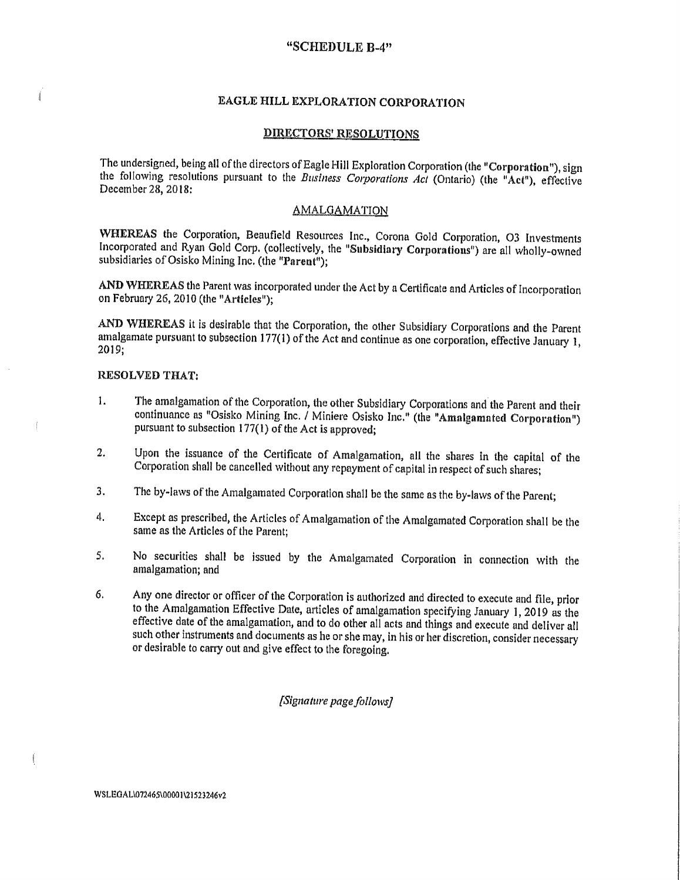"SCHEDULE B-4"

# EAGLE HILL EXPLORATION CORPORATION

## DIRECTORS' RESOLUTIONS

The undersigned, being all of the directors of Eagle Hill Exploration Corporation (the "**Corporation**"), sign the following resolutions pursuant to the *Business Corporations Act* (Ontario) (the "**Act**"), effective December 28, 2018:

### AMALGAMATION

**WHEREAS** the Corporation, Beaufield Resources Inc., Corona Gold Corporation, O3 Investments Incorporated and Ryan Gold Corp. (collectively, the "**Subsidiary Corporations**") are all wholly-owned subsidiaries of Osisko Mining Inc. (the "**Parent**");

**AND WHEREAS** the Parent was incorporated under the Act by a Certificate and Articles of Incorporation on February 26, 2010 (the "**Articles**");

**AND WHEREAS** it is desirable that the Corporation, the other Subsidiary Corporations and the Parent amalgamate pursuant to subsection 177(1) of the Act and continue as one corporation, effective January 1, 2019;

**RESOLVED THAT:**

1. The amalgamation of the Corporation, the other Subsidiary Corporations and the Parent and their continuance as "Osisko Mining Inc. / Miniere Osisko Inc." (the "**Amalgamated Corporation**") pursuant to subsection 177(1) of the Act is approved;

2. Upon the issuance of the Certificate of Amalgamation, all the shares in the capital of the Corporation shall be cancelled without any repayment of capital in respect of such shares;

3. The by-laws of the Amalgamated Corporation shall be the same as the by-laws of the Parent;

4. Except as prescribed, the Articles of Amalgamation of the Amalgamated Corporation shall be the same as the Articles of the Parent;

5. No securities shall be issued by the Amalgamated Corporation in connection with the amalgamation; and

6. Any one director or officer of the Corporation is authorized and directed to execute and file, prior to the Amalgamation Effective Date, articles of amalgamation specifying January 1, 2019 as the effective date of the amalgamation, and to do other all acts and things and execute and deliver all such other instruments and documents as he or she may, in his or her discretion, consider necessary or desirable to carry out and give effect to the foregoing.

*[Signature page follows]*

WSLEGAL\072465\00001\21523246v2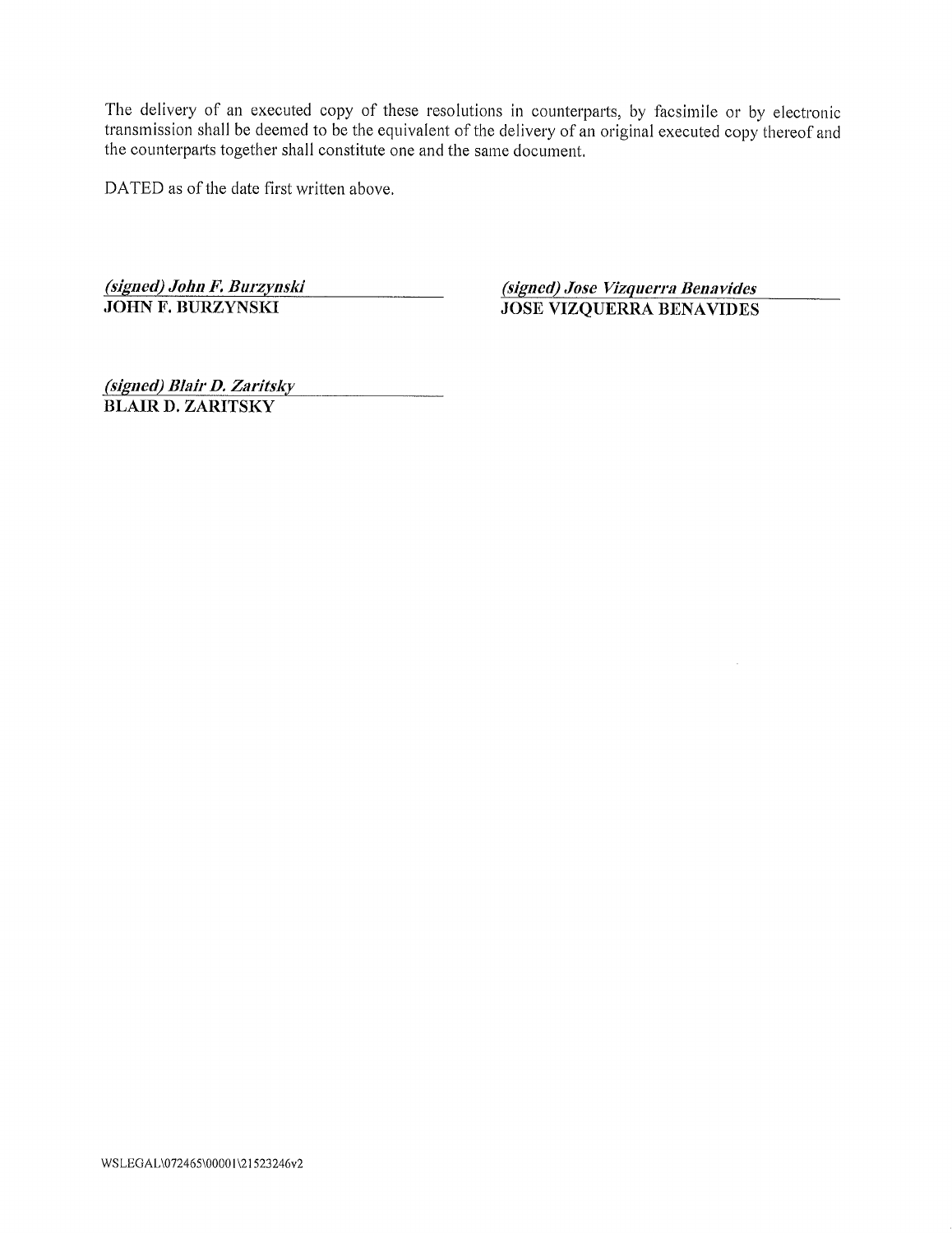The delivery of an executed copy of these resolutions in counterparts, by facsimile or by electronic transmission shall be deemed to be the equivalent of the delivery of an original executed copy thereof and the counterparts together shall constitute one and the same document.

DATED as of the date first written above.

*(signed) John F. Burzynski*
**JOHN F. BURZYNSKI**

*(signed) Jose Vizquerra Benavides*
**JOSE VIZQUERRA BENAVIDES**

*(signed) Blair D. Zaritsky*
**BLAIR D. ZARITSKY**

WSLEGAL\072465\00001\21523246v2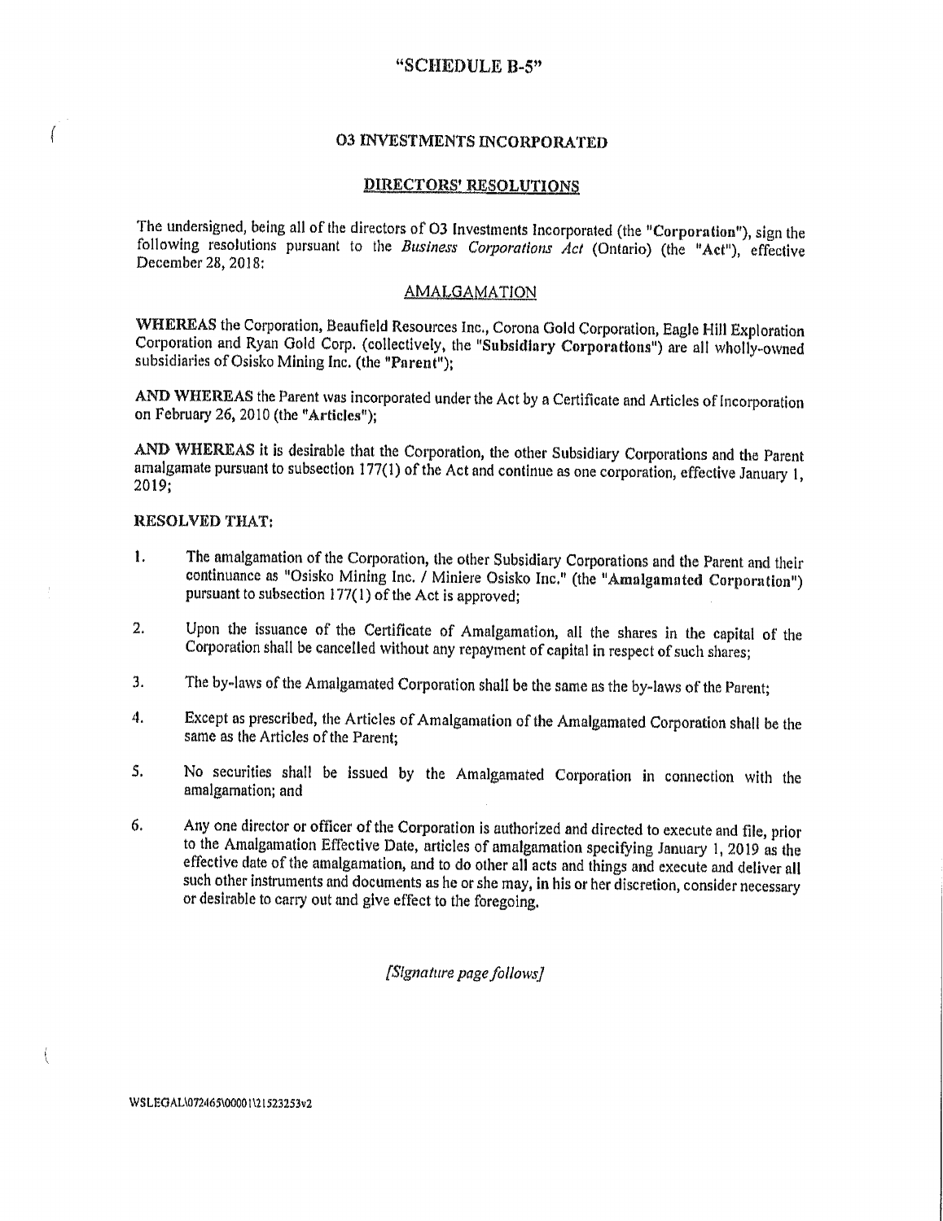"SCHEDULE B-5"

## O3 INVESTMENTS INCORPORATED

## DIRECTORS' RESOLUTIONS

The undersigned, being all of the directors of O3 Investments Incorporated (the "**Corporation**"), sign the following resolutions pursuant to the *Business Corporations Act* (Ontario) (the "**Act**"), effective December 28, 2018:

### AMALGAMATION

**WHEREAS** the Corporation, Beaufield Resources Inc., Corona Gold Corporation, Eagle Hill Exploration Corporation and Ryan Gold Corp. (collectively, the "**Subsidiary Corporations**") are all wholly-owned subsidiaries of Osisko Mining Inc. (the "**Parent**");

**AND WHEREAS** the Parent was incorporated under the Act by a Certificate and Articles of Incorporation on February 26, 2010 (the "**Articles**");

**AND WHEREAS** it is desirable that the Corporation, the other Subsidiary Corporations and the Parent amalgamate pursuant to subsection 177(1) of the Act and continue as one corporation, effective January 1, 2019;

**RESOLVED THAT:**

1. The amalgamation of the Corporation, the other Subsidiary Corporations and the Parent and their continuance as "Osisko Mining Inc. / Miniere Osisko Inc." (the "**Amalgamated Corporation**") pursuant to subsection 177(1) of the Act is approved;

2. Upon the issuance of the Certificate of Amalgamation, all the shares in the capital of the Corporation shall be cancelled without any repayment of capital in respect of such shares;

3. The by-laws of the Amalgamated Corporation shall be the same as the by-laws of the Parent;

4. Except as prescribed, the Articles of Amalgamation of the Amalgamated Corporation shall be the same as the Articles of the Parent;

5. No securities shall be issued by the Amalgamated Corporation in connection with the amalgamation; and

6. Any one director or officer of the Corporation is authorized and directed to execute and file, prior to the Amalgamation Effective Date, articles of amalgamation specifying January 1, 2019 as the effective date of the amalgamation, and to do other all acts and things and execute and deliver all such other instruments and documents as he or she may, in his or her discretion, consider necessary or desirable to carry out and give effect to the foregoing.

*[Signature page follows]*

WSLEGAL\072465\00001\21523253v2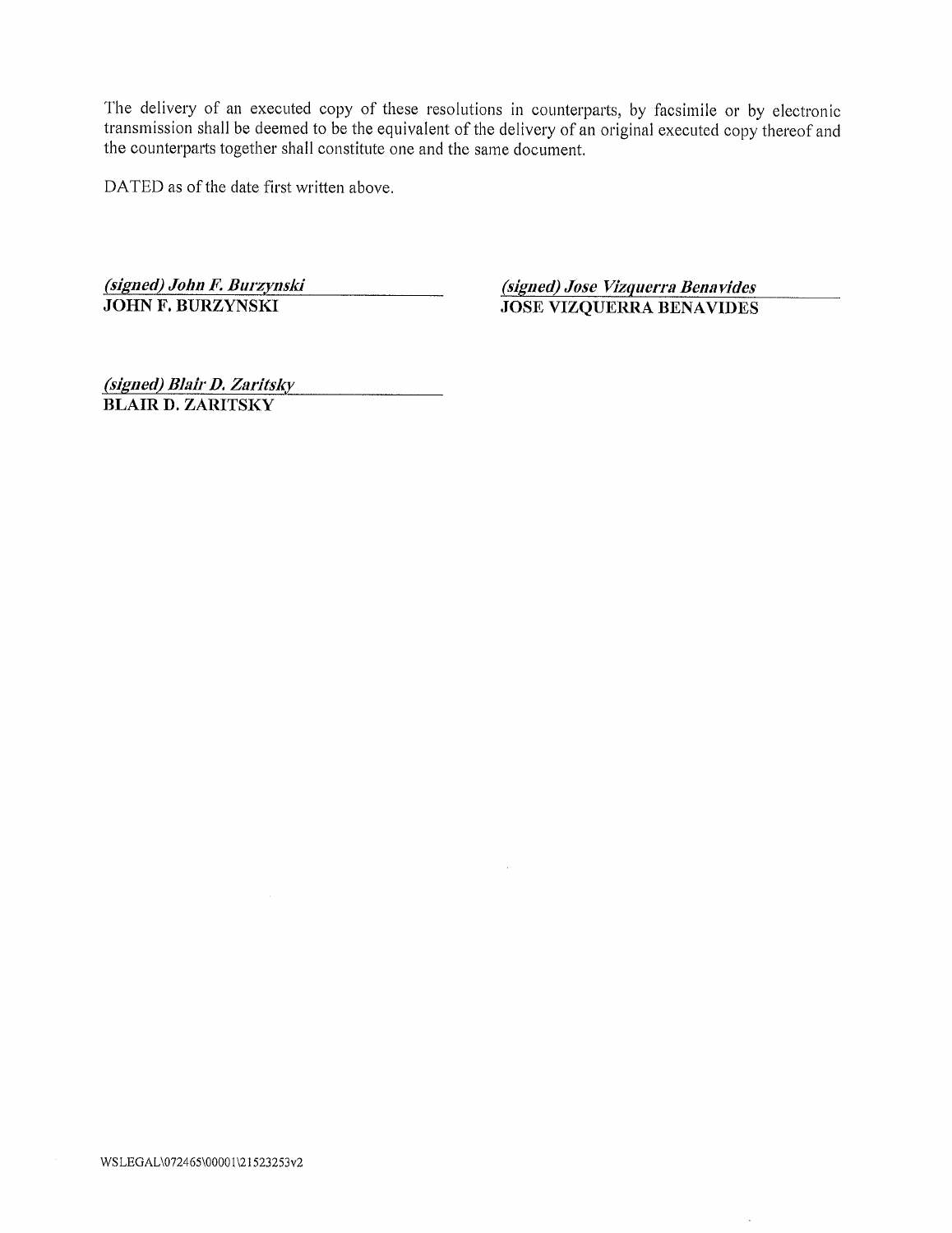The delivery of an executed copy of these resolutions in counterparts, by facsimile or by electronic transmission shall be deemed to be the equivalent of the delivery of an original executed copy thereof and the counterparts together shall constitute one and the same document.

DATED as of the date first written above.

*(signed) John F. Burzynski*
**JOHN F. BURZYNSKI**

*(signed) Jose Vizquerra Benavides*
**JOSE VIZQUERRA BENAVIDES**

*(signed) Blair D. Zaritsky*
**BLAIR D. ZARITSKY**

WSLEGAL\072465\00001\21523253v2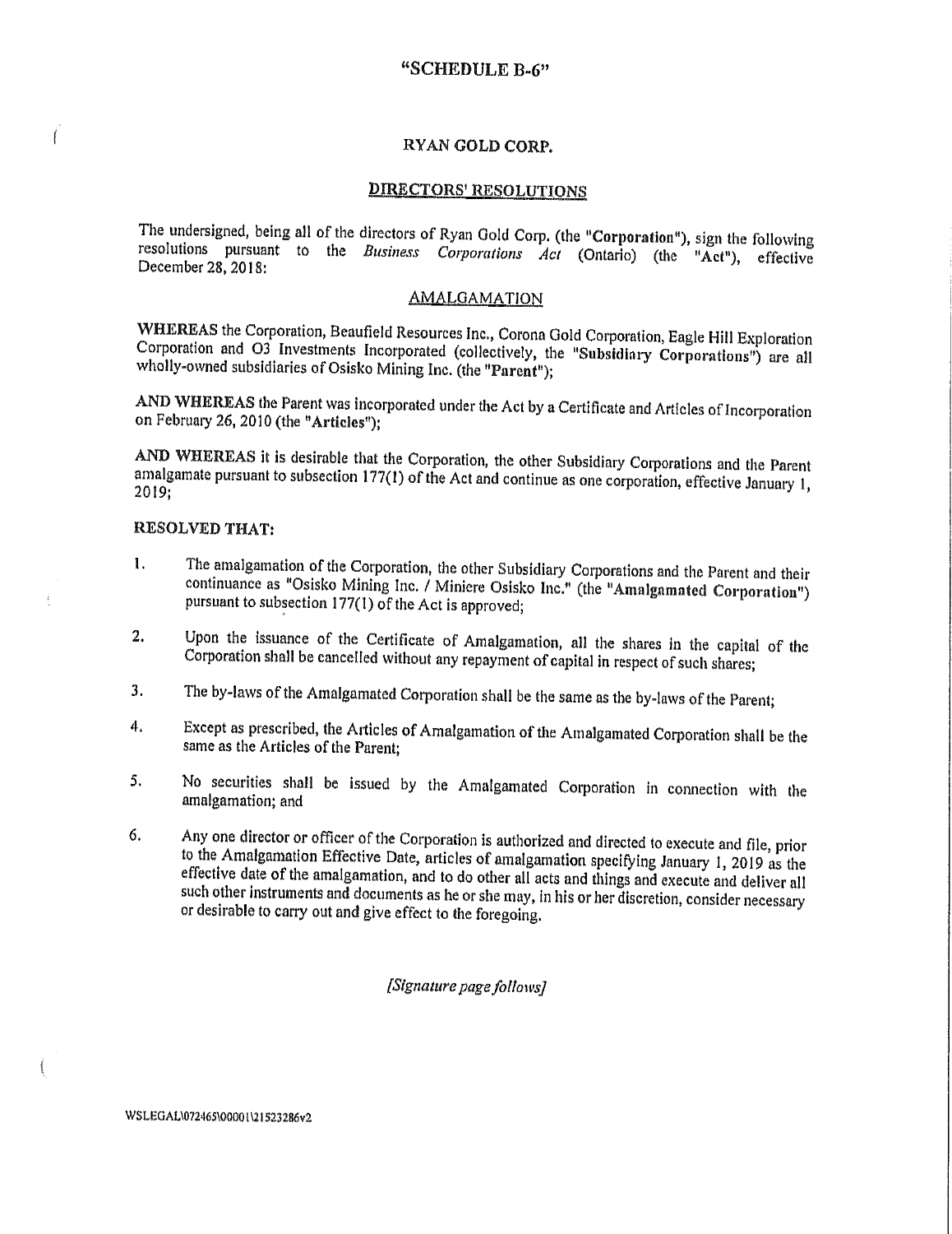"SCHEDULE B-6"

# RYAN GOLD CORP.

## DIRECTORS' RESOLUTIONS

The undersigned, being all of the directors of Ryan Gold Corp. (the "**Corporation**"), sign the following resolutions pursuant to the *Business Corporations Act* (Ontario) (the "**Act**"), effective December 28, 2018:

### AMALGAMATION

**WHEREAS** the Corporation, Beaufield Resources Inc., Corona Gold Corporation, Eagle Hill Exploration Corporation and O3 Investments Incorporated (collectively, the "**Subsidiary Corporations**") are all wholly-owned subsidiaries of Osisko Mining Inc. (the "**Parent**");

**AND WHEREAS** the Parent was incorporated under the Act by a Certificate and Articles of Incorporation on February 26, 2010 (the "**Articles**");

**AND WHEREAS** it is desirable that the Corporation, the other Subsidiary Corporations and the Parent amalgamate pursuant to subsection 177(1) of the Act and continue as one corporation, effective January 1, 2019;

**RESOLVED THAT:**

1. The amalgamation of the Corporation, the other Subsidiary Corporations and the Parent and their continuance as "Osisko Mining Inc. / Miniere Osisko Inc." (the "**Amalgamated Corporation**") pursuant to subsection 177(1) of the Act is approved;

2. Upon the issuance of the Certificate of Amalgamation, all the shares in the capital of the Corporation shall be cancelled without any repayment of capital in respect of such shares;

3. The by-laws of the Amalgamated Corporation shall be the same as the by-laws of the Parent;

4. Except as prescribed, the Articles of Amalgamation of the Amalgamated Corporation shall be the same as the Articles of the Parent;

5. No securities shall be issued by the Amalgamated Corporation in connection with the amalgamation; and

6. Any one director or officer of the Corporation is authorized and directed to execute and file, prior to the Amalgamation Effective Date, articles of amalgamation specifying January 1, 2019 as the effective date of the amalgamation, and to do other all acts and things and execute and deliver all such other instruments and documents as he or she may, in his or her discretion, consider necessary or desirable to carry out and give effect to the foregoing.

*[Signature page follows]*

WSLEGAL\072465\00001\21523286v2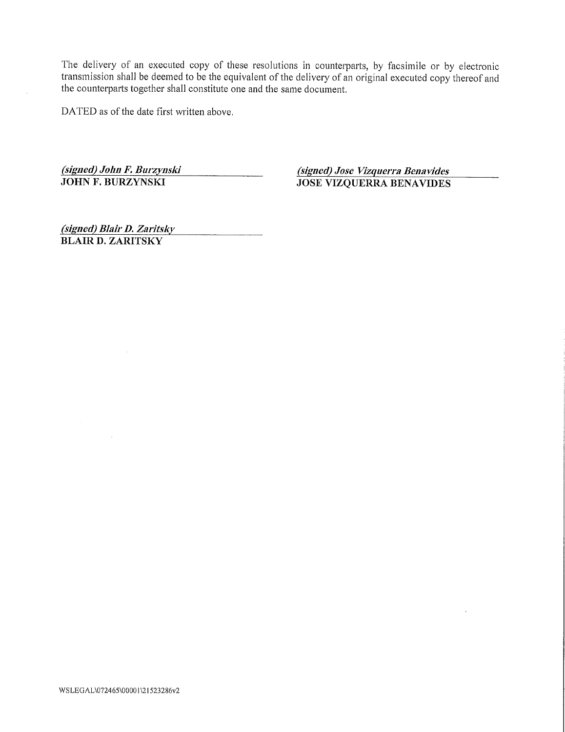The delivery of an executed copy of these resolutions in counterparts, by facsimile or by electronic transmission shall be deemed to be the equivalent of the delivery of an original executed copy thereof and the counterparts together shall constitute one and the same document.

DATED as of the date first written above.

*(signed) John F. Burzynski*
**JOHN F. BURZYNSKI**

*(signed) Jose Vizquerra Benavides*
**JOSE VIZQUERRA BENAVIDES**

*(signed) Blair D. Zaritsky*
**BLAIR D. ZARITSKY**

WSLEGAL\072465\00001\21523286v2